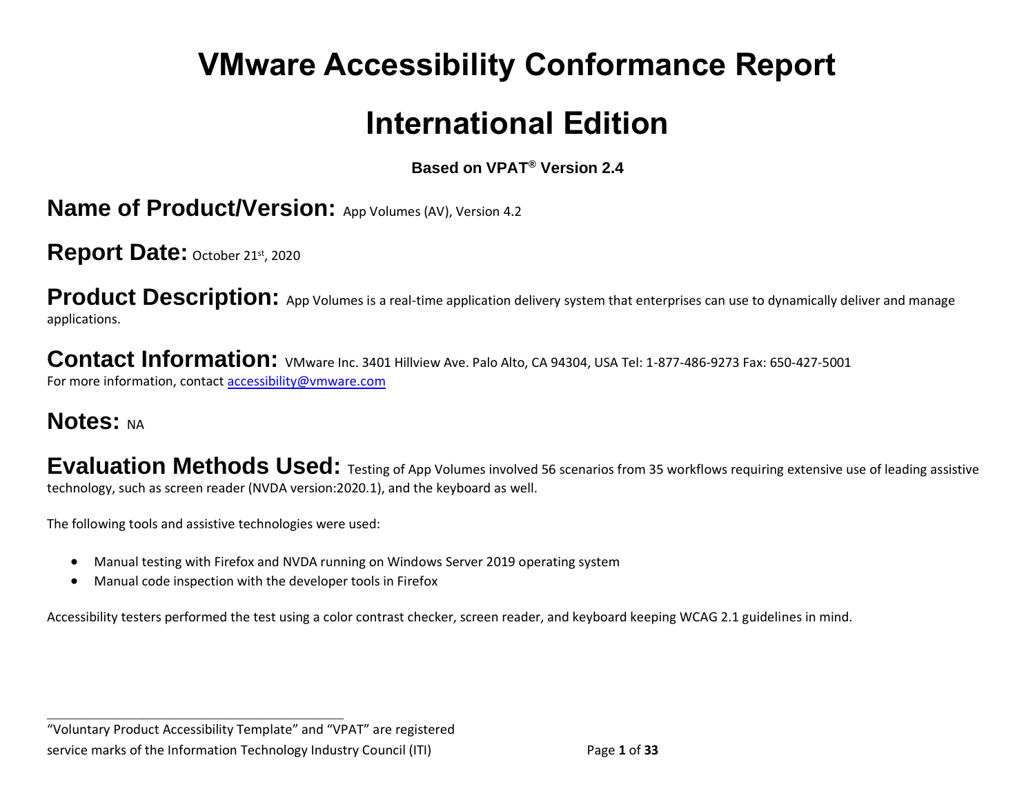# VMware Accessibility Conformance Report

# International Edition

**Based on VPAT® Version 2.4**

## Name of Product/Version: App Volumes (AV), Version 4.2

## Report Date: October 21st, 2020

## Product Description: App Volumes is a real-time application delivery system that enterprises can use to dynamically deliver and manage applications.

## Contact Information: VMware Inc. 3401 Hillview Ave. Palo Alto, CA 94304, USA Tel: 1-877-486-9273 Fax: 650-427-5001

For more information, contact accessibility@vmware.com

## Notes: NA

## Evaluation Methods Used: Testing of App Volumes involved 56 scenarios from 35 workflows requiring extensive use of leading assistive technology, such as screen reader (NVDA version:2020.1), and the keyboard as well.

The following tools and assistive technologies were used:

- Manual testing with Firefox and NVDA running on Windows Server 2019 operating system
- Manual code inspection with the developer tools in Firefox

Accessibility testers performed the test using a color contrast checker, screen reader, and keyboard keeping WCAG 2.1 guidelines in mind.

---

"Voluntary Product Accessibility Template" and "VPAT" are registered service marks of the Information Technology Industry Council (ITI)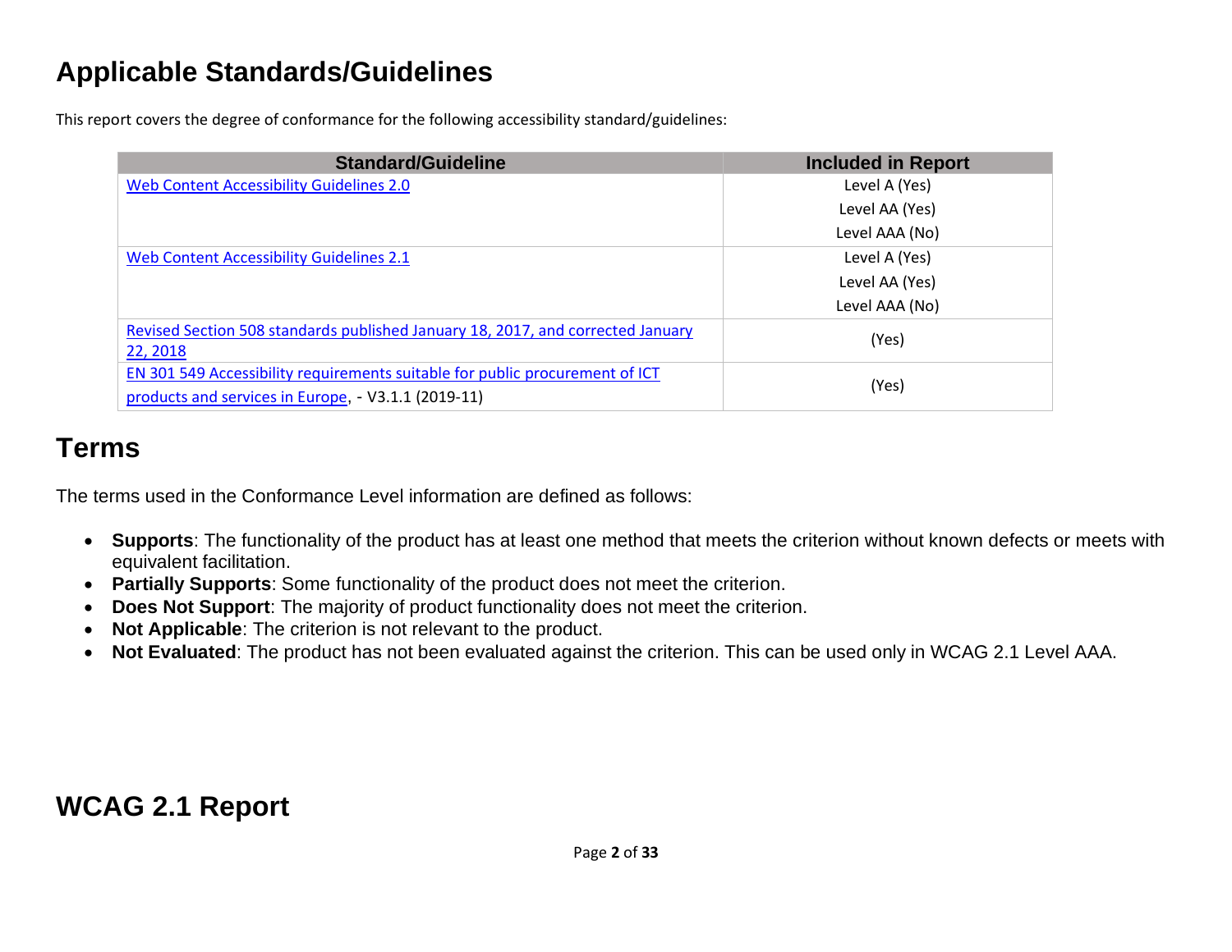# Applicable Standards/Guidelines

This report covers the degree of conformance for the following accessibility standard/guidelines:

| Standard/Guideline | Included in Report |
| --- | --- |
| [Web Content Accessibility Guidelines 2.0]() | Level A (Yes)<br>Level AA (Yes)<br>Level AAA (No) |
| [Web Content Accessibility Guidelines 2.1]() | Level A (Yes)<br>Level AA (Yes)<br>Level AAA (No) |
| [Revised Section 508 standards published January 18, 2017, and corrected January 22, 2018]() | (Yes) |
| [EN 301 549 Accessibility requirements suitable for public procurement of ICT products and services in Europe](), - V3.1.1 (2019-11) | (Yes) |

# Terms

The terms used in the Conformance Level information are defined as follows:

- **Supports**: The functionality of the product has at least one method that meets the criterion without known defects or meets with equivalent facilitation.
- **Partially Supports**: Some functionality of the product does not meet the criterion.
- **Does Not Support**: The majority of product functionality does not meet the criterion.
- **Not Applicable**: The criterion is not relevant to the product.
- **Not Evaluated**: The product has not been evaluated against the criterion. This can be used only in WCAG 2.1 Level AAA.

# WCAG 2.1 Report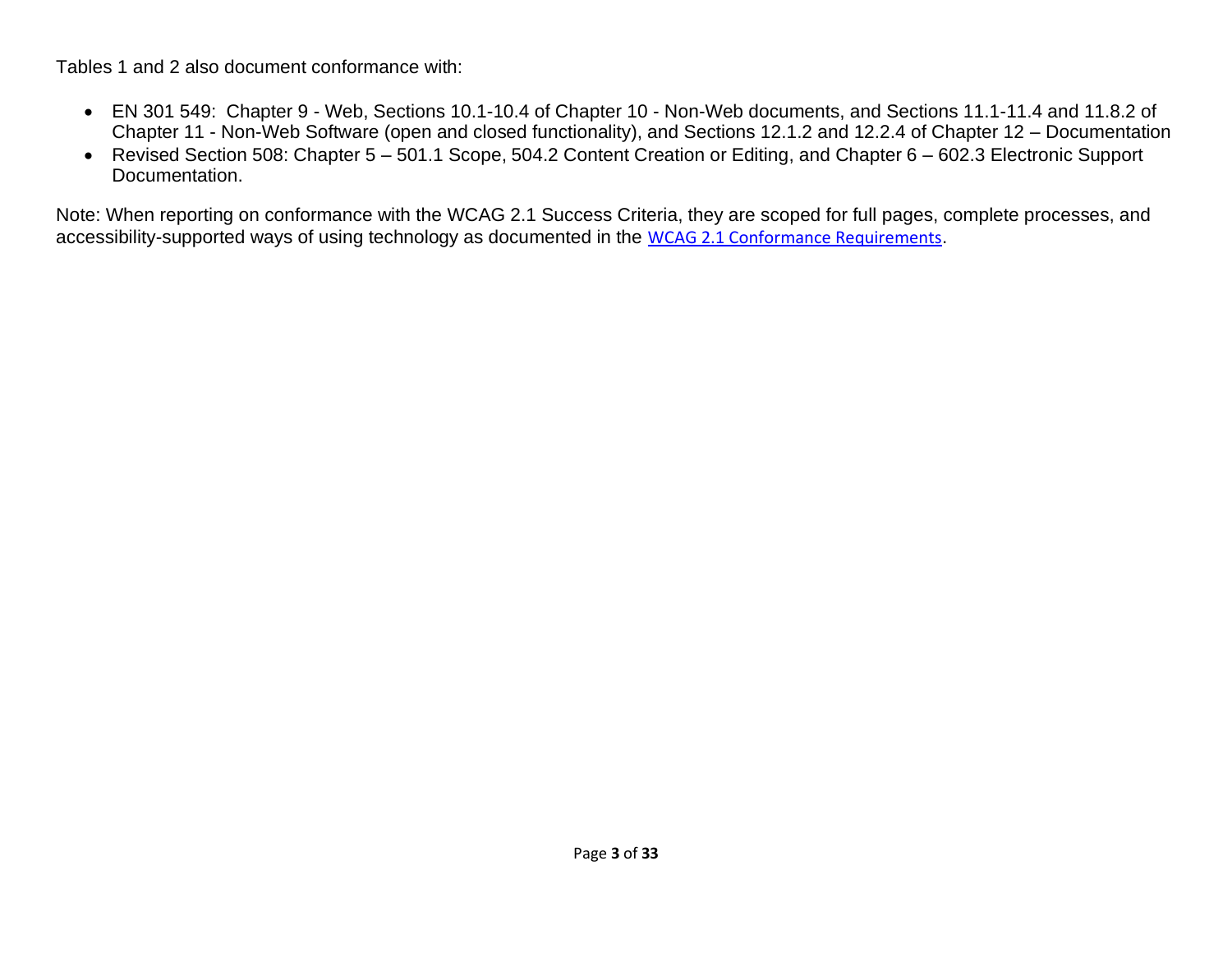Tables 1 and 2 also document conformance with:

- EN 301 549: Chapter 9 - Web, Sections 10.1-10.4 of Chapter 10 - Non-Web documents, and Sections 11.1-11.4 and 11.8.2 of Chapter 11 - Non-Web Software (open and closed functionality), and Sections 12.1.2 and 12.2.4 of Chapter 12 – Documentation
- Revised Section 508: Chapter 5 – 501.1 Scope, 504.2 Content Creation or Editing, and Chapter 6 – 602.3 Electronic Support Documentation.

Note: When reporting on conformance with the WCAG 2.1 Success Criteria, they are scoped for full pages, complete processes, and accessibility-supported ways of using technology as documented in the WCAG 2.1 Conformance Requirements.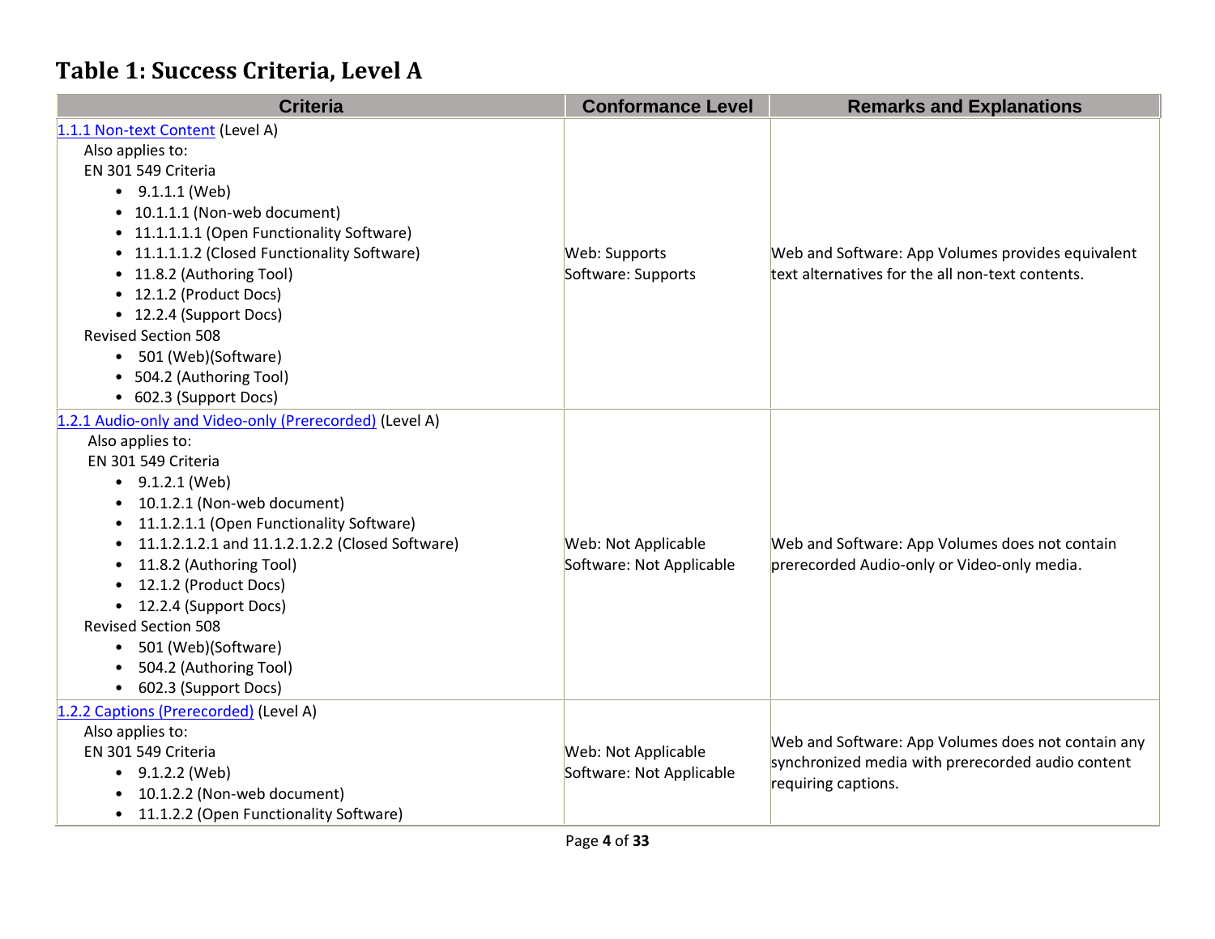## Table 1: Success Criteria, Level A

| Criteria | Conformance Level | Remarks and Explanations |
|---|---|---|
| [1.1.1 Non-text Content](#) (Level A)<br>Also applies to:<br>EN 301 549 Criteria<br>• 9.1.1.1 (Web)<br>• 10.1.1.1 (Non-web document)<br>• 11.1.1.1.1 (Open Functionality Software)<br>• 11.1.1.1.2 (Closed Functionality Software)<br>• 11.8.2 (Authoring Tool)<br>• 12.1.2 (Product Docs)<br>• 12.2.4 (Support Docs)<br>Revised Section 508<br>• 501 (Web)(Software)<br>• 504.2 (Authoring Tool)<br>• 602.3 (Support Docs) | Web: Supports<br>Software: Supports | Web and Software: App Volumes provides equivalent text alternatives for the all non-text contents. |
| [1.2.1 Audio-only and Video-only (Prerecorded)](#) (Level A)<br>Also applies to:<br>EN 301 549 Criteria<br>• 9.1.2.1 (Web)<br>• 10.1.2.1 (Non-web document)<br>• 11.1.2.1.1 (Open Functionality Software)<br>• 11.1.2.1.2.1 and 11.1.2.1.2.2 (Closed Software)<br>• 11.8.2 (Authoring Tool)<br>• 12.1.2 (Product Docs)<br>• 12.2.4 (Support Docs)<br>Revised Section 508<br>• 501 (Web)(Software)<br>• 504.2 (Authoring Tool)<br>• 602.3 (Support Docs) | Web: Not Applicable<br>Software: Not Applicable | Web and Software: App Volumes does not contain prerecorded Audio-only or Video-only media. |
| [1.2.2 Captions (Prerecorded)](#) (Level A)<br>Also applies to:<br>EN 301 549 Criteria<br>• 9.1.2.2 (Web)<br>• 10.1.2.2 (Non-web document)<br>• 11.1.2.2 (Open Functionality Software) | Web: Not Applicable<br>Software: Not Applicable | Web and Software: App Volumes does not contain any synchronized media with prerecorded audio content requiring captions. |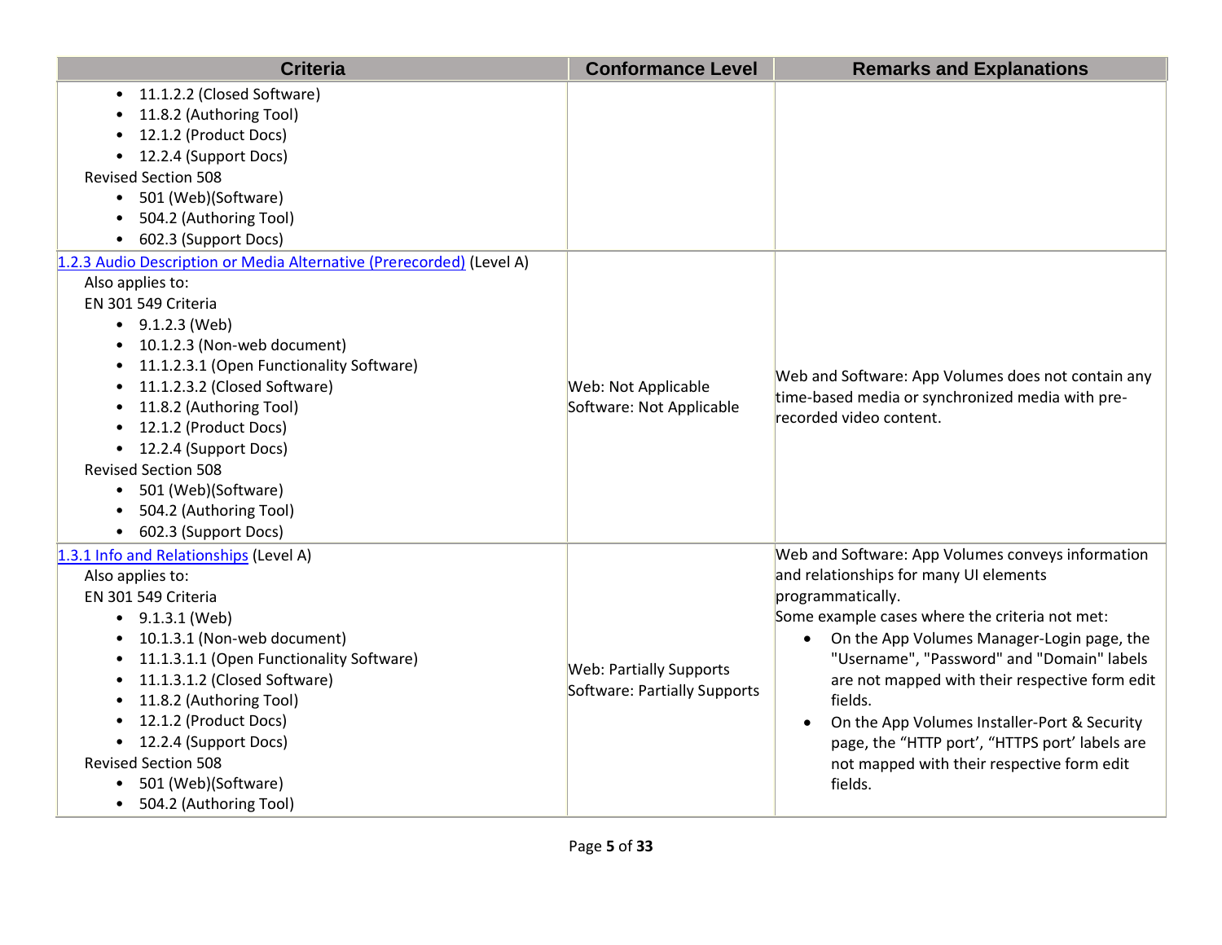| Criteria | Conformance Level | Remarks and Explanations |
| --- | --- | --- |
| <ul><li>11.1.2.2 (Closed Software)</li><li>11.8.2 (Authoring Tool)</li><li>12.1.2 (Product Docs)</li><li>12.2.4 (Support Docs)</li></ul>Revised Section 508<ul><li>501 (Web)(Software)</li><li>504.2 (Authoring Tool)</li><li>602.3 (Support Docs)</li></ul> | | |
| [1.2.3 Audio Description or Media Alternative (Prerecorded)](#) (Level A)<br>Also applies to:<br>EN 301 549 Criteria<ul><li>9.1.2.3 (Web)</li><li>10.1.2.3 (Non-web document)</li><li>11.1.2.3.1 (Open Functionality Software)</li><li>11.1.2.3.2 (Closed Software)</li><li>11.8.2 (Authoring Tool)</li><li>12.1.2 (Product Docs)</li><li>12.2.4 (Support Docs)</li></ul>Revised Section 508<ul><li>501 (Web)(Software)</li><li>504.2 (Authoring Tool)</li><li>602.3 (Support Docs)</li></ul> | Web: Not Applicable<br>Software: Not Applicable | Web and Software: App Volumes does not contain any time-based media or synchronized media with pre-recorded video content. |
| [1.3.1 Info and Relationships](#) (Level A)<br>Also applies to:<br>EN 301 549 Criteria<ul><li>9.1.3.1 (Web)</li><li>10.1.3.1 (Non-web document)</li><li>11.1.3.1.1 (Open Functionality Software)</li><li>11.1.3.1.2 (Closed Software)</li><li>11.8.2 (Authoring Tool)</li><li>12.1.2 (Product Docs)</li><li>12.2.4 (Support Docs)</li></ul>Revised Section 508<ul><li>501 (Web)(Software)</li><li>504.2 (Authoring Tool)</li></ul> | Web: Partially Supports<br>Software: Partially Supports | Web and Software: App Volumes conveys information and relationships for many UI elements programmatically.<br>Some example cases where the criteria not met:<ul><li>On the App Volumes Manager-Login page, the "Username", "Password" and "Domain" labels are not mapped with their respective form edit fields.</li><li>On the App Volumes Installer-Port & Security page, the “HTTP port’, “HTTPS port’ labels are not mapped with their respective form edit fields.</li></ul> |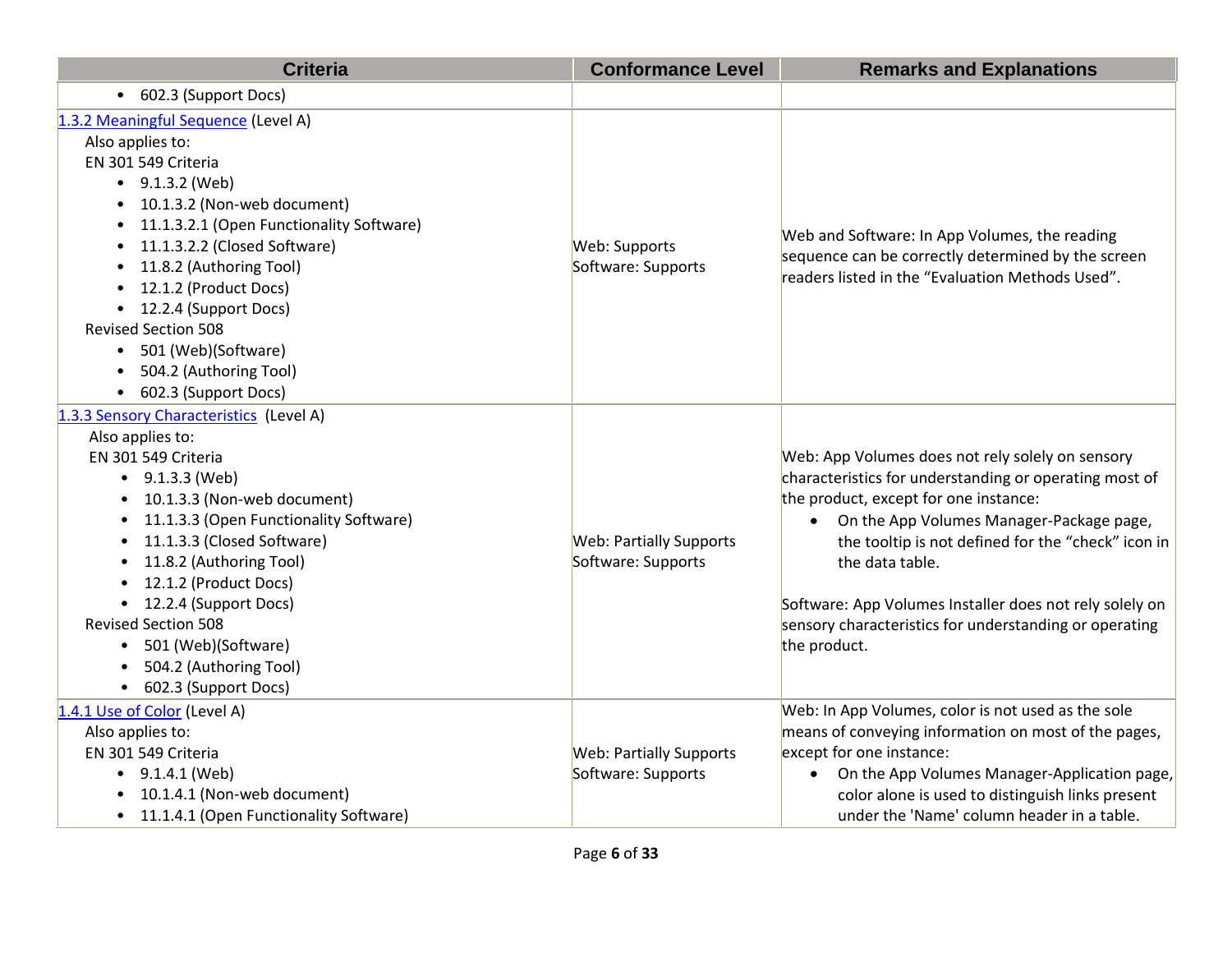| Criteria | Conformance Level | Remarks and Explanations |
| --- | --- | --- |
| • 602.3 (Support Docs) | | |
| [1.3.2 Meaningful Sequence](#) (Level A)<br>Also applies to:<br>EN 301 549 Criteria<br>• 9.1.3.2 (Web)<br>• 10.1.3.2 (Non-web document)<br>• 11.1.3.2.1 (Open Functionality Software)<br>• 11.1.3.2.2 (Closed Software)<br>• 11.8.2 (Authoring Tool)<br>• 12.1.2 (Product Docs)<br>• 12.2.4 (Support Docs)<br>Revised Section 508<br>• 501 (Web)(Software)<br>• 504.2 (Authoring Tool)<br>• 602.3 (Support Docs) | Web: Supports<br>Software: Supports | Web and Software: In App Volumes, the reading sequence can be correctly determined by the screen readers listed in the “Evaluation Methods Used”. |
| [1.3.3 Sensory Characteristics](#) (Level A)<br>Also applies to:<br>EN 301 549 Criteria<br>• 9.1.3.3 (Web)<br>• 10.1.3.3 (Non-web document)<br>• 11.1.3.3 (Open Functionality Software)<br>• 11.1.3.3 (Closed Software)<br>• 11.8.2 (Authoring Tool)<br>• 12.1.2 (Product Docs)<br>• 12.2.4 (Support Docs)<br>Revised Section 508<br>• 501 (Web)(Software)<br>• 504.2 (Authoring Tool)<br>• 602.3 (Support Docs) | Web: Partially Supports<br>Software: Supports | Web: App Volumes does not rely solely on sensory characteristics for understanding or operating most of the product, except for one instance:<br>• On the App Volumes Manager-Package page, the tooltip is not defined for the “check” icon in the data table.<br><br>Software: App Volumes Installer does not rely solely on sensory characteristics for understanding or operating the product. |
| [1.4.1 Use of Color](#) (Level A)<br>Also applies to:<br>EN 301 549 Criteria<br>• 9.1.4.1 (Web)<br>• 10.1.4.1 (Non-web document)<br>• 11.1.4.1 (Open Functionality Software) | Web: Partially Supports<br>Software: Supports | Web: In App Volumes, color is not used as the sole means of conveying information on most of the pages, except for one instance:<br>• On the App Volumes Manager-Application page, color alone is used to distinguish links present under the 'Name' column header in a table. |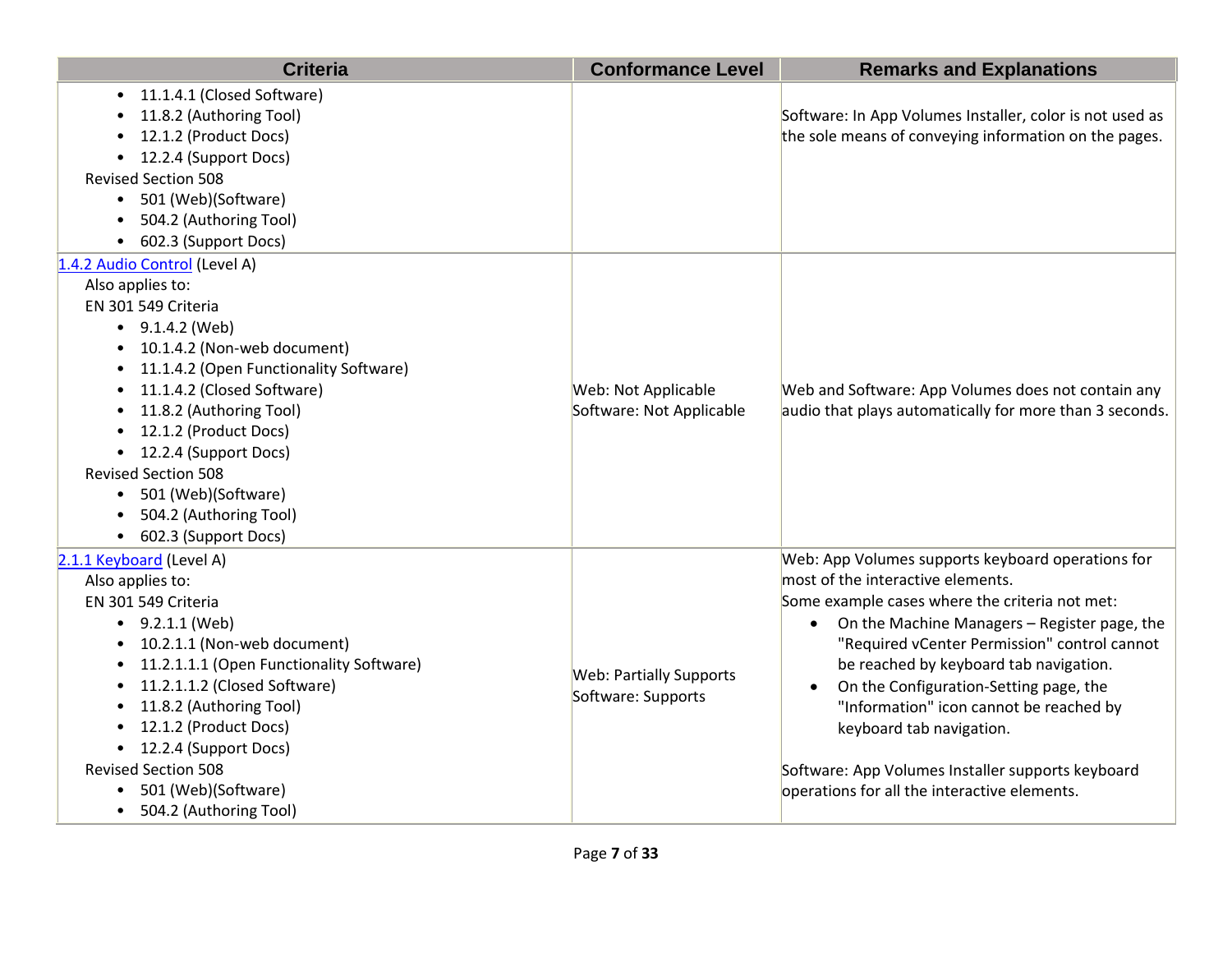| Criteria | Conformance Level | Remarks and Explanations |
| --- | --- | --- |
| • 11.1.4.1 (Closed Software)<br>• 11.8.2 (Authoring Tool)<br>• 12.1.2 (Product Docs)<br>• 12.2.4 (Support Docs)<br>Revised Section 508<br>• 501 (Web)(Software)<br>• 504.2 (Authoring Tool)<br>• 602.3 (Support Docs) | | Software: In App Volumes Installer, color is not used as the sole means of conveying information on the pages. |
| [1.4.2 Audio Control]() (Level A)<br>Also applies to:<br>EN 301 549 Criteria<br>• 9.1.4.2 (Web)<br>• 10.1.4.2 (Non-web document)<br>• 11.1.4.2 (Open Functionality Software)<br>• 11.1.4.2 (Closed Software)<br>• 11.8.2 (Authoring Tool)<br>• 12.1.2 (Product Docs)<br>• 12.2.4 (Support Docs)<br>Revised Section 508<br>• 501 (Web)(Software)<br>• 504.2 (Authoring Tool)<br>• 602.3 (Support Docs) | Web: Not Applicable<br>Software: Not Applicable | Web and Software: App Volumes does not contain any audio that plays automatically for more than 3 seconds. |
| [2.1.1 Keyboard]() (Level A)<br>Also applies to:<br>EN 301 549 Criteria<br>• 9.2.1.1 (Web)<br>• 10.2.1.1 (Non-web document)<br>• 11.2.1.1.1 (Open Functionality Software)<br>• 11.2.1.1.2 (Closed Software)<br>• 11.8.2 (Authoring Tool)<br>• 12.1.2 (Product Docs)<br>• 12.2.4 (Support Docs)<br>Revised Section 508<br>• 501 (Web)(Software)<br>• 504.2 (Authoring Tool) | Web: Partially Supports<br>Software: Supports | Web: App Volumes supports keyboard operations for most of the interactive elements.<br>Some example cases where the criteria not met:<br>• On the Machine Managers – Register page, the "Required vCenter Permission" control cannot be reached by keyboard tab navigation.<br>• On the Configuration-Setting page, the "Information" icon cannot be reached by keyboard tab navigation.<br><br>Software: App Volumes Installer supports keyboard operations for all the interactive elements. |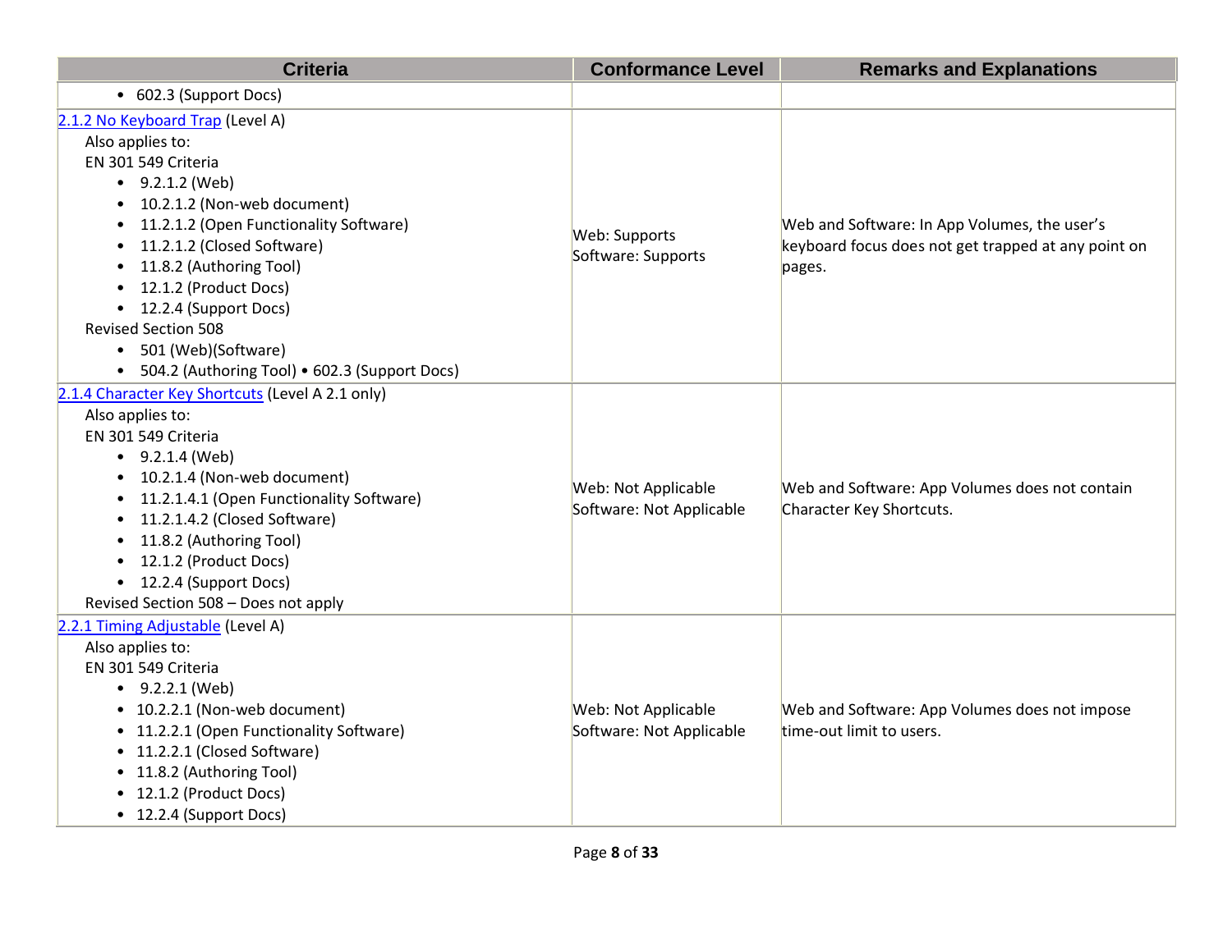| Criteria | Conformance Level | Remarks and Explanations |
|---|---|---|
| • 602.3 (Support Docs) | | |
| [2.1.2 No Keyboard Trap](#) (Level A)<br>Also applies to:<br>EN 301 549 Criteria<br>• 9.2.1.2 (Web)<br>• 10.2.1.2 (Non-web document)<br>• 11.2.1.2 (Open Functionality Software)<br>• 11.2.1.2 (Closed Software)<br>• 11.8.2 (Authoring Tool)<br>• 12.1.2 (Product Docs)<br>• 12.2.4 (Support Docs)<br>Revised Section 508<br>• 501 (Web)(Software)<br>• 504.2 (Authoring Tool) • 602.3 (Support Docs) | Web: Supports<br>Software: Supports | Web and Software: In App Volumes, the user's keyboard focus does not get trapped at any point on pages. |
| [2.1.4 Character Key Shortcuts](#) (Level A 2.1 only)<br>Also applies to:<br>EN 301 549 Criteria<br>• 9.2.1.4 (Web)<br>• 10.2.1.4 (Non-web document)<br>• 11.2.1.4.1 (Open Functionality Software)<br>• 11.2.1.4.2 (Closed Software)<br>• 11.8.2 (Authoring Tool)<br>• 12.1.2 (Product Docs)<br>• 12.2.4 (Support Docs)<br>Revised Section 508 – Does not apply | Web: Not Applicable<br>Software: Not Applicable | Web and Software: App Volumes does not contain Character Key Shortcuts. |
| [2.2.1 Timing Adjustable](#) (Level A)<br>Also applies to:<br>EN 301 549 Criteria<br>• 9.2.2.1 (Web)<br>• 10.2.2.1 (Non-web document)<br>• 11.2.2.1 (Open Functionality Software)<br>• 11.2.2.1 (Closed Software)<br>• 11.8.2 (Authoring Tool)<br>• 12.1.2 (Product Docs)<br>• 12.2.4 (Support Docs) | Web: Not Applicable<br>Software: Not Applicable | Web and Software: App Volumes does not impose time-out limit to users. |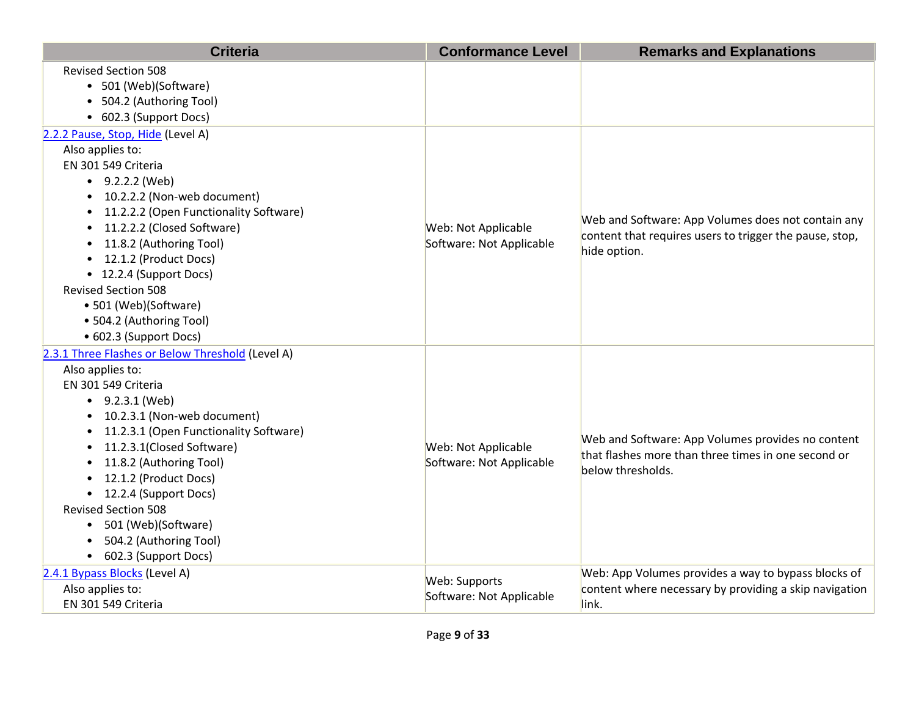| Criteria | Conformance Level | Remarks and Explanations |
| --- | --- | --- |
| Revised Section 508<br>• 501 (Web)(Software)<br>• 504.2 (Authoring Tool)<br>• 602.3 (Support Docs) | | |
| [2.2.2 Pause, Stop, Hide](#) (Level A)<br>Also applies to:<br>EN 301 549 Criteria<br>• 9.2.2.2 (Web)<br>• 10.2.2.2 (Non-web document)<br>• 11.2.2.2 (Open Functionality Software)<br>• 11.2.2.2 (Closed Software)<br>• 11.8.2 (Authoring Tool)<br>• 12.1.2 (Product Docs)<br>• 12.2.4 (Support Docs)<br>Revised Section 508<br>• 501 (Web)(Software)<br>• 504.2 (Authoring Tool)<br>• 602.3 (Support Docs) | Web: Not Applicable<br>Software: Not Applicable | Web and Software: App Volumes does not contain any content that requires users to trigger the pause, stop, hide option. |
| [2.3.1 Three Flashes or Below Threshold](#) (Level A)<br>Also applies to:<br>EN 301 549 Criteria<br>• 9.2.3.1 (Web)<br>• 10.2.3.1 (Non-web document)<br>• 11.2.3.1 (Open Functionality Software)<br>• 11.2.3.1(Closed Software)<br>• 11.8.2 (Authoring Tool)<br>• 12.1.2 (Product Docs)<br>• 12.2.4 (Support Docs)<br>Revised Section 508<br>• 501 (Web)(Software)<br>• 504.2 (Authoring Tool)<br>• 602.3 (Support Docs) | Web: Not Applicable<br>Software: Not Applicable | Web and Software: App Volumes provides no content that flashes more than three times in one second or below thresholds. |
| [2.4.1 Bypass Blocks](#) (Level A)<br>Also applies to:<br>EN 301 549 Criteria | Web: Supports<br>Software: Not Applicable | Web: App Volumes provides a way to bypass blocks of content where necessary by providing a skip navigation link. |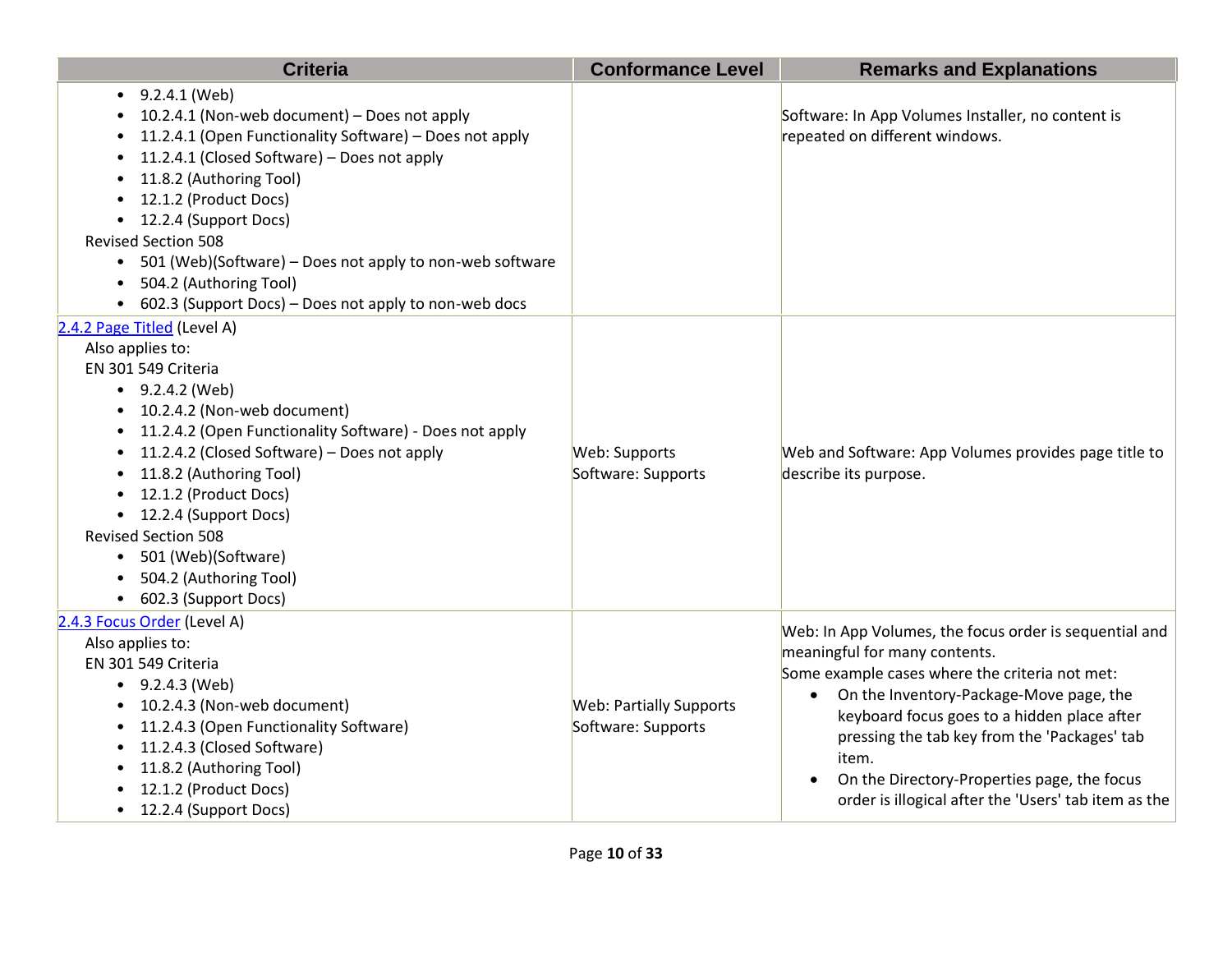| Criteria | Conformance Level | Remarks and Explanations |
| --- | --- | --- |
| • 9.2.4.1 (Web)<br>• 10.2.4.1 (Non-web document) – Does not apply<br>• 11.2.4.1 (Open Functionality Software) – Does not apply<br>• 11.2.4.1 (Closed Software) – Does not apply<br>• 11.8.2 (Authoring Tool)<br>• 12.1.2 (Product Docs)<br>• 12.2.4 (Support Docs)<br>Revised Section 508<br>• 501 (Web)(Software) – Does not apply to non-web software<br>• 504.2 (Authoring Tool)<br>• 602.3 (Support Docs) – Does not apply to non-web docs | | Software: In App Volumes Installer, no content is repeated on different windows. |
| [2.4.2 Page Titled](https://www.w3.org/TR/WCAG21/#page-titled) (Level A)<br>Also applies to:<br>EN 301 549 Criteria<br>• 9.2.4.2 (Web)<br>• 10.2.4.2 (Non-web document)<br>• 11.2.4.2 (Open Functionality Software) - Does not apply<br>• 11.2.4.2 (Closed Software) – Does not apply<br>• 11.8.2 (Authoring Tool)<br>• 12.1.2 (Product Docs)<br>• 12.2.4 (Support Docs)<br>Revised Section 508<br>• 501 (Web)(Software)<br>• 504.2 (Authoring Tool)<br>• 602.3 (Support Docs) | Web: Supports<br>Software: Supports | Web and Software: App Volumes provides page title to describe its purpose. |
| [2.4.3 Focus Order](https://www.w3.org/TR/WCAG21/#focus-order) (Level A)<br>Also applies to:<br>EN 301 549 Criteria<br>• 9.2.4.3 (Web)<br>• 10.2.4.3 (Non-web document)<br>• 11.2.4.3 (Open Functionality Software)<br>• 11.2.4.3 (Closed Software)<br>• 11.8.2 (Authoring Tool)<br>• 12.1.2 (Product Docs)<br>• 12.2.4 (Support Docs) | Web: Partially Supports<br>Software: Supports | Web: In App Volumes, the focus order is sequential and meaningful for many contents.<br>Some example cases where the criteria not met:<br>• On the Inventory-Package-Move page, the keyboard focus goes to a hidden place after pressing the tab key from the 'Packages' tab item.<br>• On the Directory-Properties page, the focus order is illogical after the 'Users' tab item as the |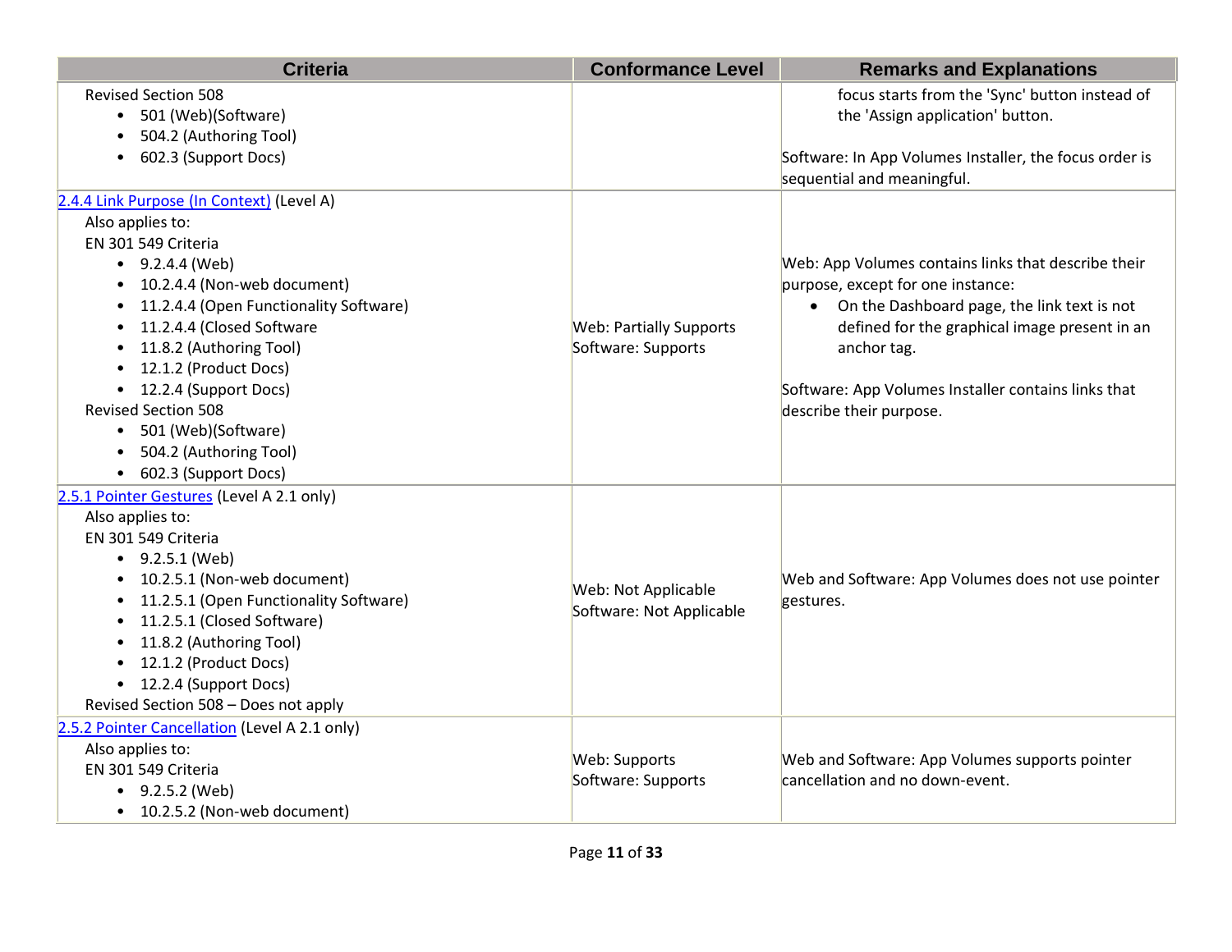| Criteria | Conformance Level | Remarks and Explanations |
| --- | --- | --- |
| Revised Section 508<br>• 501 (Web)(Software)<br>• 504.2 (Authoring Tool)<br>• 602.3 (Support Docs) | | focus starts from the 'Sync' button instead of the 'Assign application' button.<br><br>Software: In App Volumes Installer, the focus order is sequential and meaningful. |
| [2.4.4 Link Purpose (In Context)](https://www.w3.org/TR/WCAG21/#link-purpose-in-context) (Level A)<br>Also applies to:<br>EN 301 549 Criteria<br>• 9.2.4.4 (Web)<br>• 10.2.4.4 (Non-web document)<br>• 11.2.4.4 (Open Functionality Software)<br>• 11.2.4.4 (Closed Software<br>• 11.8.2 (Authoring Tool)<br>• 12.1.2 (Product Docs)<br>• 12.2.4 (Support Docs)<br>Revised Section 508<br>• 501 (Web)(Software)<br>• 504.2 (Authoring Tool)<br>• 602.3 (Support Docs) | Web: Partially Supports<br>Software: Supports | Web: App Volumes contains links that describe their purpose, except for one instance:<br>• On the Dashboard page, the link text is not defined for the graphical image present in an anchor tag.<br><br>Software: App Volumes Installer contains links that describe their purpose. |
| [2.5.1 Pointer Gestures](https://www.w3.org/TR/WCAG21/#pointer-gestures) (Level A 2.1 only)<br>Also applies to:<br>EN 301 549 Criteria<br>• 9.2.5.1 (Web)<br>• 10.2.5.1 (Non-web document)<br>• 11.2.5.1 (Open Functionality Software)<br>• 11.2.5.1 (Closed Software)<br>• 11.8.2 (Authoring Tool)<br>• 12.1.2 (Product Docs)<br>• 12.2.4 (Support Docs)<br>Revised Section 508 – Does not apply | Web: Not Applicable<br>Software: Not Applicable | Web and Software: App Volumes does not use pointer gestures. |
| [2.5.2 Pointer Cancellation](https://www.w3.org/TR/WCAG21/#pointer-cancellation) (Level A 2.1 only)<br>Also applies to:<br>EN 301 549 Criteria<br>• 9.2.5.2 (Web)<br>• 10.2.5.2 (Non-web document) | Web: Supports<br>Software: Supports | Web and Software: App Volumes supports pointer cancellation and no down-event. |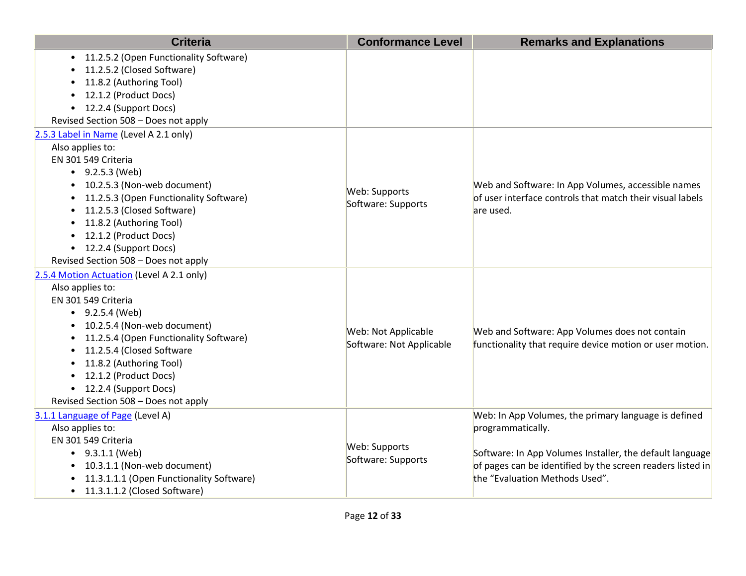| Criteria | Conformance Level | Remarks and Explanations |
| --- | --- | --- |
| • 11.2.5.2 (Open Functionality Software)<br>• 11.2.5.2 (Closed Software)<br>• 11.8.2 (Authoring Tool)<br>• 12.1.2 (Product Docs)<br>• 12.2.4 (Support Docs)<br>Revised Section 508 – Does not apply | | |
| [2.5.3 Label in Name]() (Level A 2.1 only)<br>Also applies to:<br>EN 301 549 Criteria<br>• 9.2.5.3 (Web)<br>• 10.2.5.3 (Non-web document)<br>• 11.2.5.3 (Open Functionality Software)<br>• 11.2.5.3 (Closed Software)<br>• 11.8.2 (Authoring Tool)<br>• 12.1.2 (Product Docs)<br>• 12.2.4 (Support Docs)<br>Revised Section 508 – Does not apply | Web: Supports<br>Software: Supports | Web and Software: In App Volumes, accessible names of user interface controls that match their visual labels are used. |
| [2.5.4 Motion Actuation]() (Level A 2.1 only)<br>Also applies to:<br>EN 301 549 Criteria<br>• 9.2.5.4 (Web)<br>• 10.2.5.4 (Non-web document)<br>• 11.2.5.4 (Open Functionality Software)<br>• 11.2.5.4 (Closed Software<br>• 11.8.2 (Authoring Tool)<br>• 12.1.2 (Product Docs)<br>• 12.2.4 (Support Docs)<br>Revised Section 508 – Does not apply | Web: Not Applicable<br>Software: Not Applicable | Web and Software: App Volumes does not contain functionality that require device motion or user motion. |
| [3.1.1 Language of Page]() (Level A)<br>Also applies to:<br>EN 301 549 Criteria<br>• 9.3.1.1 (Web)<br>• 10.3.1.1 (Non-web document)<br>• 11.3.1.1.1 (Open Functionality Software)<br>• 11.3.1.1.2 (Closed Software) | Web: Supports<br>Software: Supports | Web: In App Volumes, the primary language is defined programmatically.<br><br>Software: In App Volumes Installer, the default language of pages can be identified by the screen readers listed in the “Evaluation Methods Used”. |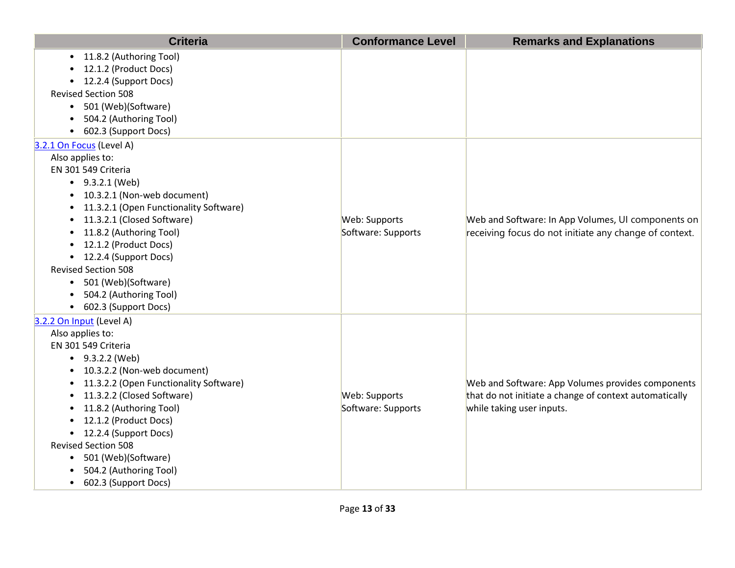| Criteria | Conformance Level | Remarks and Explanations |
|---|---|---|
| • 11.8.2 (Authoring Tool)<br>• 12.1.2 (Product Docs)<br>• 12.2.4 (Support Docs)<br>Revised Section 508<br>• 501 (Web)(Software)<br>• 504.2 (Authoring Tool)<br>• 602.3 (Support Docs) | | |
| [3.2.1 On Focus]() (Level A)<br>Also applies to:<br>EN 301 549 Criteria<br>• 9.3.2.1 (Web)<br>• 10.3.2.1 (Non-web document)<br>• 11.3.2.1 (Open Functionality Software)<br>• 11.3.2.1 (Closed Software)<br>• 11.8.2 (Authoring Tool)<br>• 12.1.2 (Product Docs)<br>• 12.2.4 (Support Docs)<br>Revised Section 508<br>• 501 (Web)(Software)<br>• 504.2 (Authoring Tool)<br>• 602.3 (Support Docs) | Web: Supports<br>Software: Supports | Web and Software: In App Volumes, UI components on receiving focus do not initiate any change of context. |
| [3.2.2 On Input]() (Level A)<br>Also applies to:<br>EN 301 549 Criteria<br>• 9.3.2.2 (Web)<br>• 10.3.2.2 (Non-web document)<br>• 11.3.2.2 (Open Functionality Software)<br>• 11.3.2.2 (Closed Software)<br>• 11.8.2 (Authoring Tool)<br>• 12.1.2 (Product Docs)<br>• 12.2.4 (Support Docs)<br>Revised Section 508<br>• 501 (Web)(Software)<br>• 504.2 (Authoring Tool)<br>• 602.3 (Support Docs) | Web: Supports<br>Software: Supports | Web and Software: App Volumes provides components that do not initiate a change of context automatically while taking user inputs. |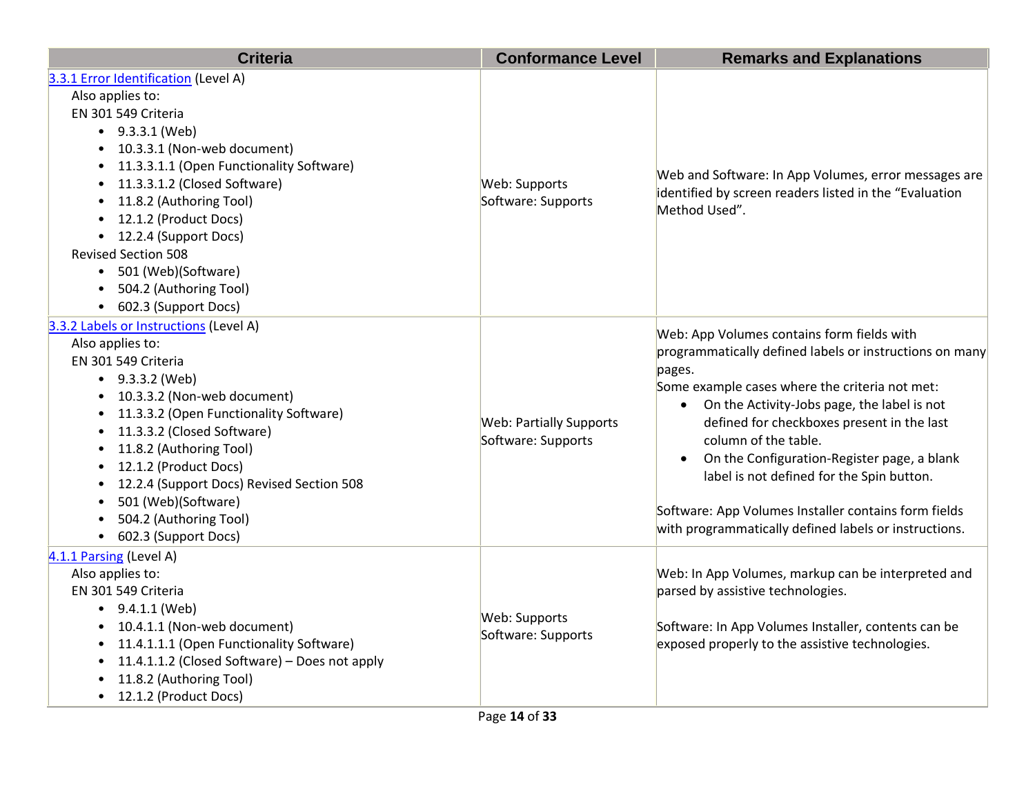| Criteria | Conformance Level | Remarks and Explanations |
| --- | --- | --- |
| [3.3.1 Error Identification](#) (Level A)<br>Also applies to:<br>EN 301 549 Criteria<br>• 9.3.3.1 (Web)<br>• 10.3.3.1 (Non-web document)<br>• 11.3.3.1.1 (Open Functionality Software)<br>• 11.3.3.1.2 (Closed Software)<br>• 11.8.2 (Authoring Tool)<br>• 12.1.2 (Product Docs)<br>• 12.2.4 (Support Docs)<br>Revised Section 508<br>• 501 (Web)(Software)<br>• 504.2 (Authoring Tool)<br>• 602.3 (Support Docs) | Web: Supports<br>Software: Supports | Web and Software: In App Volumes, error messages are identified by screen readers listed in the "Evaluation Method Used". |
| [3.3.2 Labels or Instructions](#) (Level A)<br>Also applies to:<br>EN 301 549 Criteria<br>• 9.3.3.2 (Web)<br>• 10.3.3.2 (Non-web document)<br>• 11.3.3.2 (Open Functionality Software)<br>• 11.3.3.2 (Closed Software)<br>• 11.8.2 (Authoring Tool)<br>• 12.1.2 (Product Docs)<br>• 12.2.4 (Support Docs) Revised Section 508<br>• 501 (Web)(Software)<br>• 504.2 (Authoring Tool)<br>• 602.3 (Support Docs) | Web: Partially Supports<br>Software: Supports | Web: App Volumes contains form fields with programmatically defined labels or instructions on many pages.<br>Some example cases where the criteria not met:<br>• On the Activity-Jobs page, the label is not defined for checkboxes present in the last column of the table.<br>• On the Configuration-Register page, a blank label is not defined for the Spin button.<br><br>Software: App Volumes Installer contains form fields with programmatically defined labels or instructions. |
| [4.1.1 Parsing](#) (Level A)<br>Also applies to:<br>EN 301 549 Criteria<br>• 9.4.1.1 (Web)<br>• 10.4.1.1 (Non-web document)<br>• 11.4.1.1.1 (Open Functionality Software)<br>• 11.4.1.1.2 (Closed Software) – Does not apply<br>• 11.8.2 (Authoring Tool)<br>• 12.1.2 (Product Docs) | Web: Supports<br>Software: Supports | Web: In App Volumes, markup can be interpreted and parsed by assistive technologies.<br><br>Software: In App Volumes Installer, contents can be exposed properly to the assistive technologies. |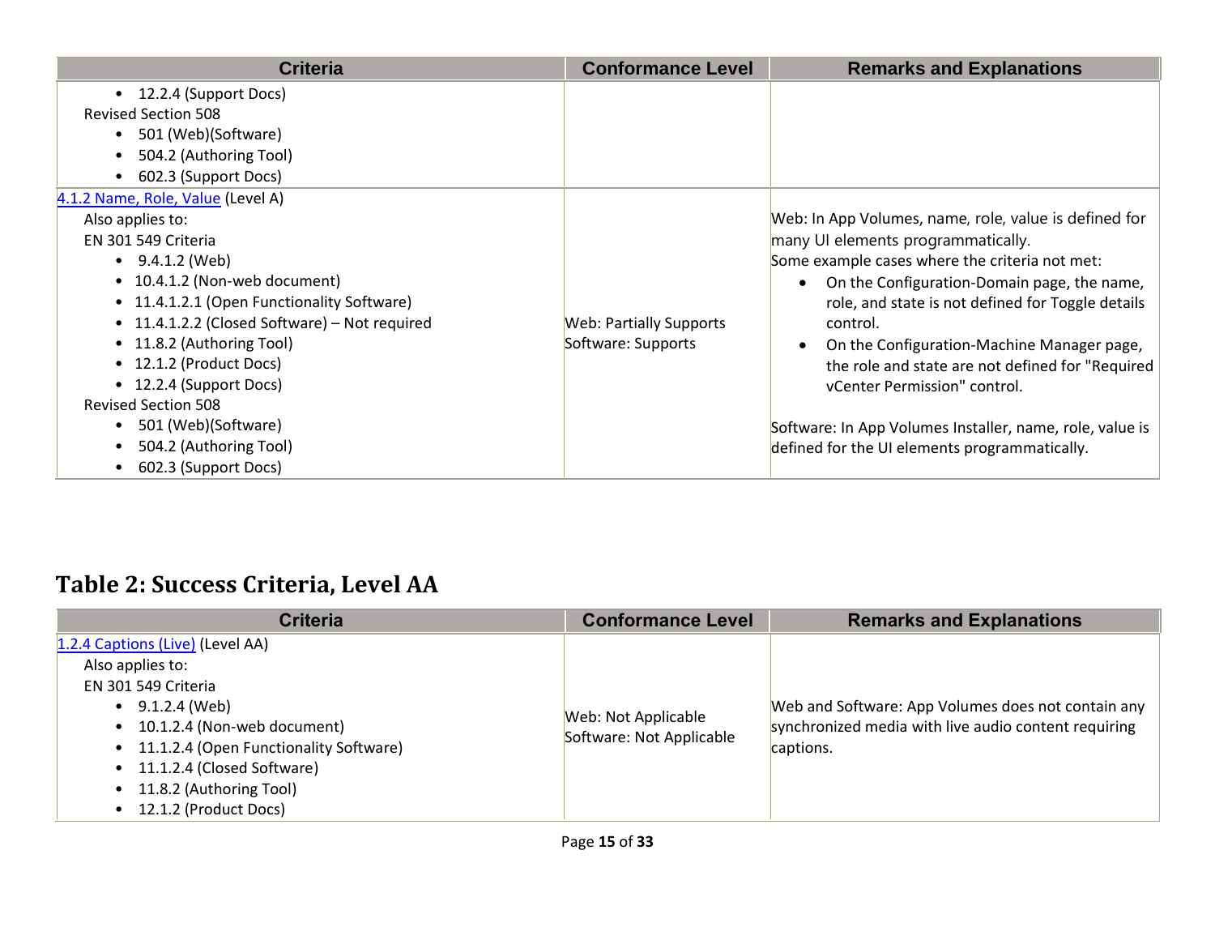| Criteria | Conformance Level | Remarks and Explanations |
|---|---|---|
| • 12.2.4 (Support Docs)<br>Revised Section 508<br>• 501 (Web)(Software)<br>• 504.2 (Authoring Tool)<br>• 602.3 (Support Docs) | | |
| [4.1.2 Name, Role, Value](https://www.w3.org/TR/WCAG20/#ensure-compat-rsv) (Level A)<br>Also applies to:<br>EN 301 549 Criteria<br>• 9.4.1.2 (Web)<br>• 10.4.1.2 (Non-web document)<br>• 11.4.1.2.1 (Open Functionality Software)<br>• 11.4.1.2.2 (Closed Software) – Not required<br>• 11.8.2 (Authoring Tool)<br>• 12.1.2 (Product Docs)<br>• 12.2.4 (Support Docs)<br>Revised Section 508<br>• 501 (Web)(Software)<br>• 504.2 (Authoring Tool)<br>• 602.3 (Support Docs) | Web: Partially Supports<br>Software: Supports | Web: In App Volumes, name, role, value is defined for many UI elements programmatically.<br>Some example cases where the criteria not met:<br>• On the Configuration-Domain page, the name, role, and state is not defined for Toggle details control.<br>• On the Configuration-Machine Manager page, the role and state are not defined for "Required vCenter Permission" control.<br><br>Software: In App Volumes Installer, name, role, value is defined for the UI elements programmatically. |

## Table 2: Success Criteria, Level AA

| Criteria | Conformance Level | Remarks and Explanations |
|---|---|---|
| [1.2.4 Captions (Live)](https://www.w3.org/TR/WCAG20/#media-equiv-real-time-captions) (Level AA)<br>Also applies to:<br>EN 301 549 Criteria<br>• 9.1.2.4 (Web)<br>• 10.1.2.4 (Non-web document)<br>• 11.1.2.4 (Open Functionality Software)<br>• 11.1.2.4 (Closed Software)<br>• 11.8.2 (Authoring Tool)<br>• 12.1.2 (Product Docs) | Web: Not Applicable<br>Software: Not Applicable | Web and Software: App Volumes does not contain any synchronized media with live audio content requiring captions. |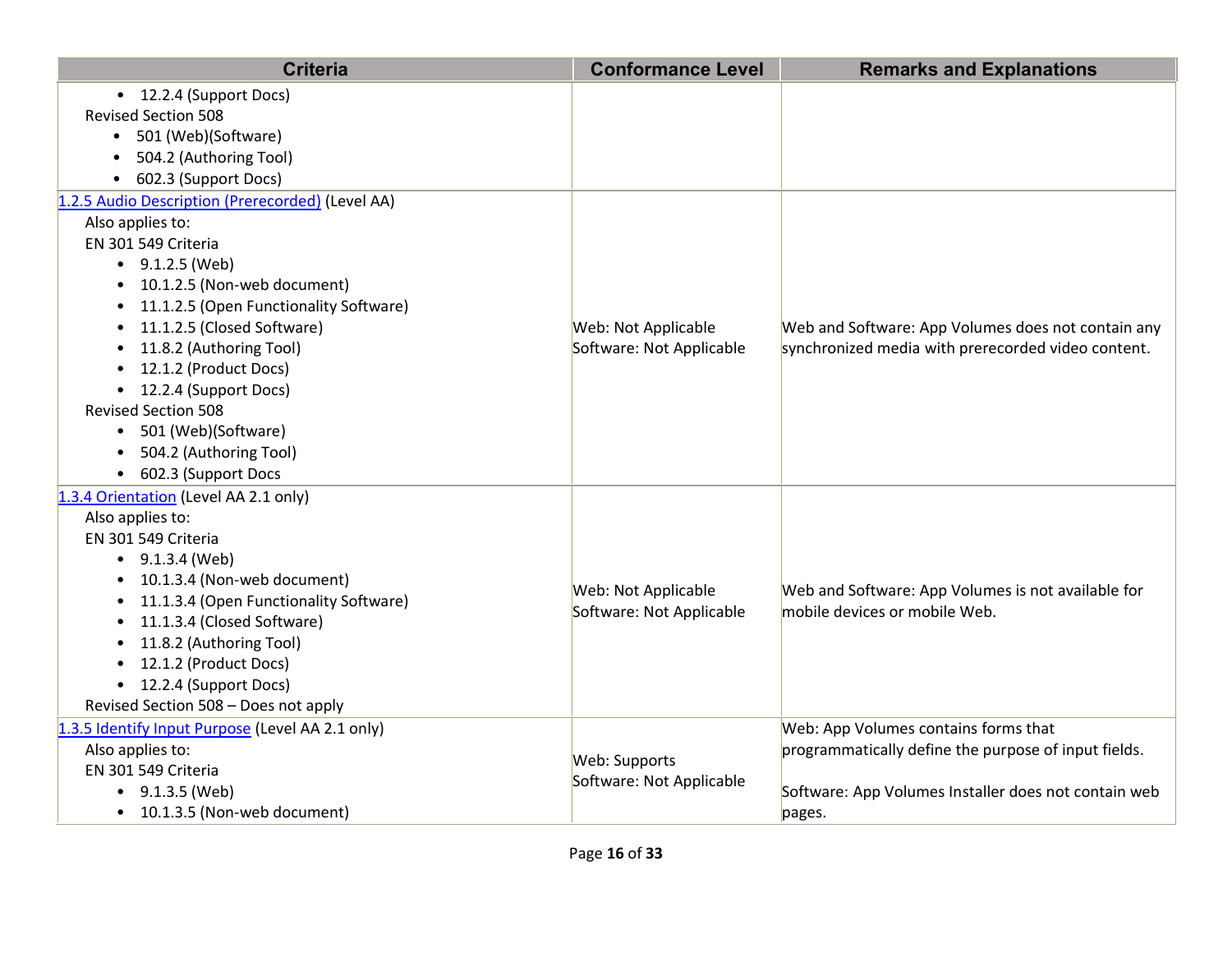| Criteria | Conformance Level | Remarks and Explanations |
|---|---|---|
| • 12.2.4 (Support Docs)<br>Revised Section 508<br>• 501 (Web)(Software)<br>• 504.2 (Authoring Tool)<br>• 602.3 (Support Docs) | | |
| [1.2.5 Audio Description (Prerecorded)]() (Level AA)<br>Also applies to:<br>EN 301 549 Criteria<br>• 9.1.2.5 (Web)<br>• 10.1.2.5 (Non-web document)<br>• 11.1.2.5 (Open Functionality Software)<br>• 11.1.2.5 (Closed Software)<br>• 11.8.2 (Authoring Tool)<br>• 12.1.2 (Product Docs)<br>• 12.2.4 (Support Docs)<br>Revised Section 508<br>• 501 (Web)(Software)<br>• 504.2 (Authoring Tool)<br>• 602.3 (Support Docs | Web: Not Applicable<br>Software: Not Applicable | Web and Software: App Volumes does not contain any synchronized media with prerecorded video content. |
| [1.3.4 Orientation]() (Level AA 2.1 only)<br>Also applies to:<br>EN 301 549 Criteria<br>• 9.1.3.4 (Web)<br>• 10.1.3.4 (Non-web document)<br>• 11.1.3.4 (Open Functionality Software)<br>• 11.1.3.4 (Closed Software)<br>• 11.8.2 (Authoring Tool)<br>• 12.1.2 (Product Docs)<br>• 12.2.4 (Support Docs)<br>Revised Section 508 – Does not apply | Web: Not Applicable<br>Software: Not Applicable | Web and Software: App Volumes is not available for mobile devices or mobile Web. |
| [1.3.5 Identify Input Purpose]() (Level AA 2.1 only)<br>Also applies to:<br>EN 301 549 Criteria<br>• 9.1.3.5 (Web)<br>• 10.1.3.5 (Non-web document) | Web: Supports<br>Software: Not Applicable | Web: App Volumes contains forms that programmatically define the purpose of input fields.<br><br>Software: App Volumes Installer does not contain web pages. |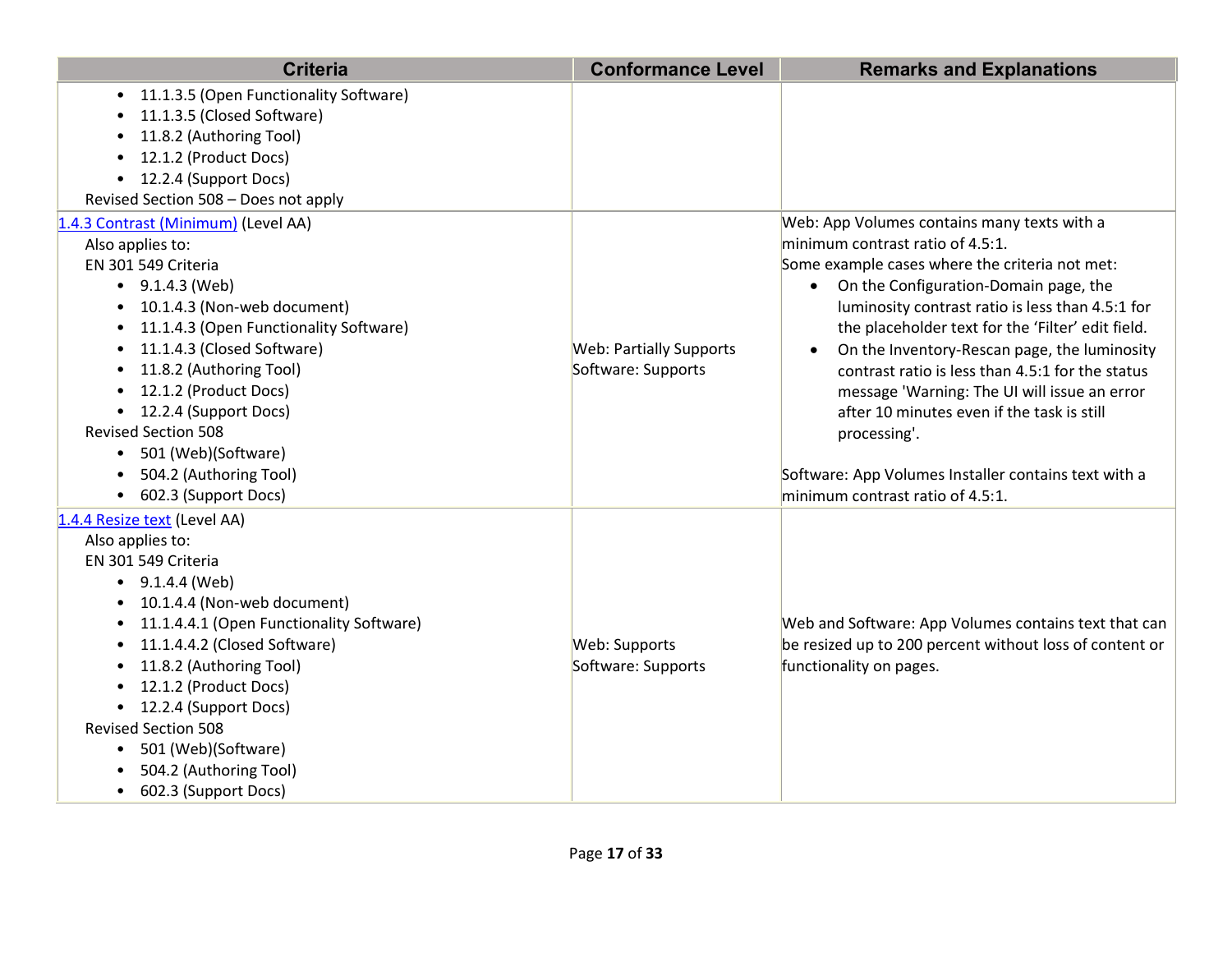| Criteria | Conformance Level | Remarks and Explanations |
| --- | --- | --- |
| • 11.1.3.5 (Open Functionality Software)<br>• 11.1.3.5 (Closed Software)<br>• 11.8.2 (Authoring Tool)<br>• 12.1.2 (Product Docs)<br>• 12.2.4 (Support Docs)<br>Revised Section 508 – Does not apply | | |
| [1.4.3 Contrast (Minimum)]() (Level AA)<br>Also applies to:<br>EN 301 549 Criteria<br>• 9.1.4.3 (Web)<br>• 10.1.4.3 (Non-web document)<br>• 11.1.4.3 (Open Functionality Software)<br>• 11.1.4.3 (Closed Software)<br>• 11.8.2 (Authoring Tool)<br>• 12.1.2 (Product Docs)<br>• 12.2.4 (Support Docs)<br>Revised Section 508<br>• 501 (Web)(Software)<br>• 504.2 (Authoring Tool)<br>• 602.3 (Support Docs) | Web: Partially Supports<br>Software: Supports | Web: App Volumes contains many texts with a minimum contrast ratio of 4.5:1.<br>Some example cases where the criteria not met:<br>• On the Configuration-Domain page, the luminosity contrast ratio is less than 4.5:1 for the placeholder text for the 'Filter' edit field.<br>• On the Inventory-Rescan page, the luminosity contrast ratio is less than 4.5:1 for the status message 'Warning: The UI will issue an error after 10 minutes even if the task is still processing'.<br><br>Software: App Volumes Installer contains text with a minimum contrast ratio of 4.5:1. |
| [1.4.4 Resize text]() (Level AA)<br>Also applies to:<br>EN 301 549 Criteria<br>• 9.1.4.4 (Web)<br>• 10.1.4.4 (Non-web document)<br>• 11.1.4.4.1 (Open Functionality Software)<br>• 11.1.4.4.2 (Closed Software)<br>• 11.8.2 (Authoring Tool)<br>• 12.1.2 (Product Docs)<br>• 12.2.4 (Support Docs)<br>Revised Section 508<br>• 501 (Web)(Software)<br>• 504.2 (Authoring Tool)<br>• 602.3 (Support Docs) | Web: Supports<br>Software: Supports | Web and Software: App Volumes contains text that can be resized up to 200 percent without loss of content or functionality on pages. |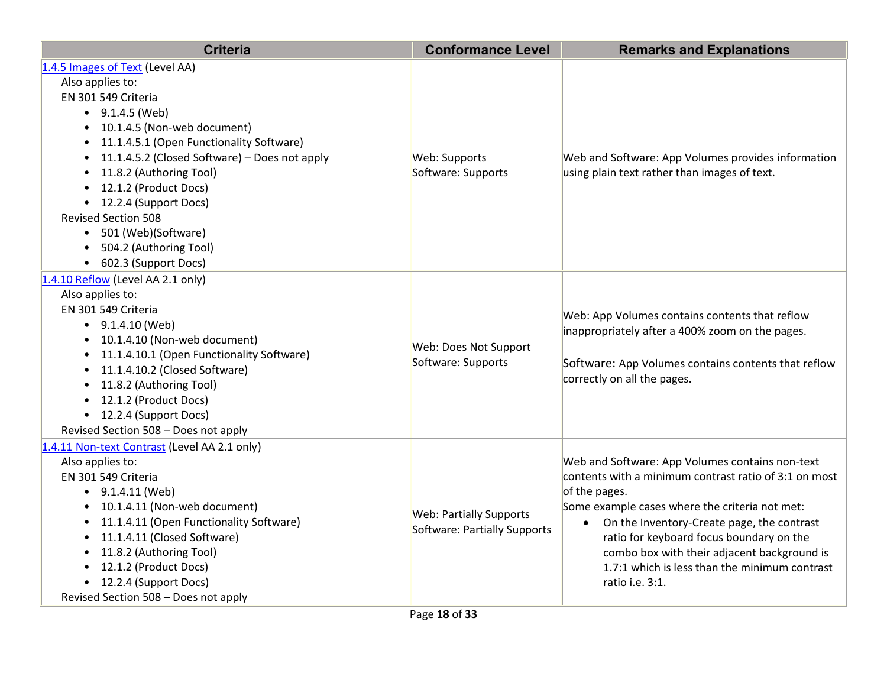| Criteria | Conformance Level | Remarks and Explanations |
|---|---|---|
| [1.4.5 Images of Text](#) (Level AA)<br>Also applies to:<br>EN 301 549 Criteria<br>• 9.1.4.5 (Web)<br>• 10.1.4.5 (Non-web document)<br>• 11.1.4.5.1 (Open Functionality Software)<br>• 11.1.4.5.2 (Closed Software) – Does not apply<br>• 11.8.2 (Authoring Tool)<br>• 12.1.2 (Product Docs)<br>• 12.2.4 (Support Docs)<br>Revised Section 508<br>• 501 (Web)(Software)<br>• 504.2 (Authoring Tool)<br>• 602.3 (Support Docs) | Web: Supports<br>Software: Supports | Web and Software: App Volumes provides information using plain text rather than images of text. |
| [1.4.10 Reflow](#) (Level AA 2.1 only)<br>Also applies to:<br>EN 301 549 Criteria<br>• 9.1.4.10 (Web)<br>• 10.1.4.10 (Non-web document)<br>• 11.1.4.10.1 (Open Functionality Software)<br>• 11.1.4.10.2 (Closed Software)<br>• 11.8.2 (Authoring Tool)<br>• 12.1.2 (Product Docs)<br>• 12.2.4 (Support Docs)<br>Revised Section 508 – Does not apply | Web: Does Not Support<br>Software: Supports | Web: App Volumes contains contents that reflow inappropriately after a 400% zoom on the pages.<br><br>Software: App Volumes contains contents that reflow correctly on all the pages. |
| [1.4.11 Non-text Contrast](#) (Level AA 2.1 only)<br>Also applies to:<br>EN 301 549 Criteria<br>• 9.1.4.11 (Web)<br>• 10.1.4.11 (Non-web document)<br>• 11.1.4.11 (Open Functionality Software)<br>• 11.1.4.11 (Closed Software)<br>• 11.8.2 (Authoring Tool)<br>• 12.1.2 (Product Docs)<br>• 12.2.4 (Support Docs)<br>Revised Section 508 – Does not apply | Web: Partially Supports<br>Software: Partially Supports | Web and Software: App Volumes contains non-text contents with a minimum contrast ratio of 3:1 on most of the pages.<br>Some example cases where the criteria not met:<br>• On the Inventory-Create page, the contrast ratio for keyboard focus boundary on the combo box with their adjacent background is 1.7:1 which is less than the minimum contrast ratio i.e. 3:1. |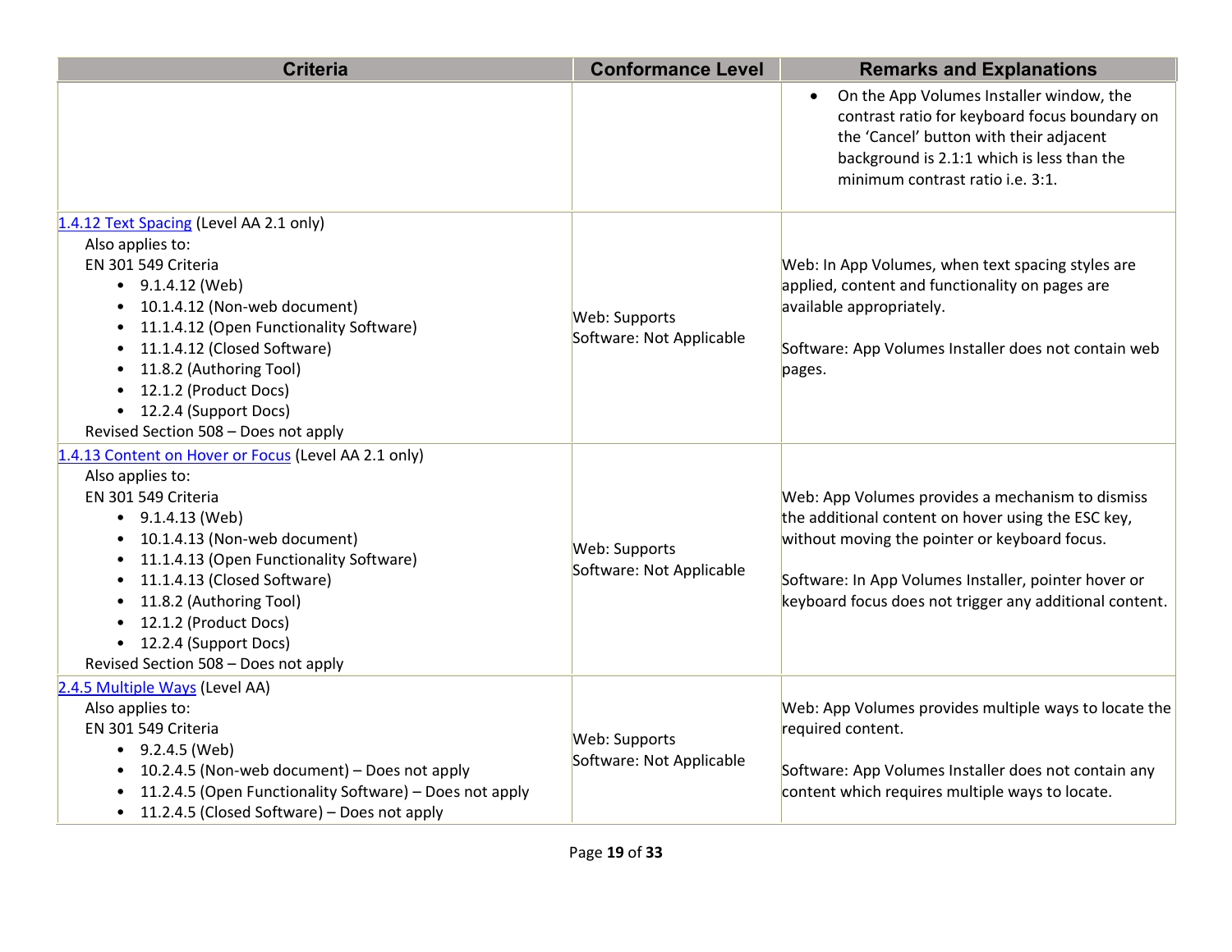| Criteria | Conformance Level | Remarks and Explanations |
| --- | --- | --- |
| | | • On the App Volumes Installer window, the contrast ratio for keyboard focus boundary on the 'Cancel' button with their adjacent background is 2.1:1 which is less than the minimum contrast ratio i.e. 3:1. |
| [1.4.12 Text Spacing](https://www.w3.org/TR/WCAG21/#text-spacing) (Level AA 2.1 only)<br>Also applies to:<br>EN 301 549 Criteria<br>• 9.1.4.12 (Web)<br>• 10.1.4.12 (Non-web document)<br>• 11.1.4.12 (Open Functionality Software)<br>• 11.1.4.12 (Closed Software)<br>• 11.8.2 (Authoring Tool)<br>• 12.1.2 (Product Docs)<br>• 12.2.4 (Support Docs)<br>Revised Section 508 – Does not apply | Web: Supports<br>Software: Not Applicable | Web: In App Volumes, when text spacing styles are applied, content and functionality on pages are available appropriately.<br><br>Software: App Volumes Installer does not contain web pages. |
| [1.4.13 Content on Hover or Focus](https://www.w3.org/TR/WCAG21/#content-on-hover-or-focus) (Level AA 2.1 only)<br>Also applies to:<br>EN 301 549 Criteria<br>• 9.1.4.13 (Web)<br>• 10.1.4.13 (Non-web document)<br>• 11.1.4.13 (Open Functionality Software)<br>• 11.1.4.13 (Closed Software)<br>• 11.8.2 (Authoring Tool)<br>• 12.1.2 (Product Docs)<br>• 12.2.4 (Support Docs)<br>Revised Section 508 – Does not apply | Web: Supports<br>Software: Not Applicable | Web: App Volumes provides a mechanism to dismiss the additional content on hover using the ESC key, without moving the pointer or keyboard focus.<br><br>Software: In App Volumes Installer, pointer hover or keyboard focus does not trigger any additional content. |
| [2.4.5 Multiple Ways](http://www.w3.org/TR/WCAG20/#navigation-mechanisms-mult-loc) (Level AA)<br>Also applies to:<br>EN 301 549 Criteria<br>• 9.2.4.5 (Web)<br>• 10.2.4.5 (Non-web document) – Does not apply<br>• 11.2.4.5 (Open Functionality Software) – Does not apply<br>• 11.2.4.5 (Closed Software) – Does not apply | Web: Supports<br>Software: Not Applicable | Web: App Volumes provides multiple ways to locate the required content.<br><br>Software: App Volumes Installer does not contain any content which requires multiple ways to locate. |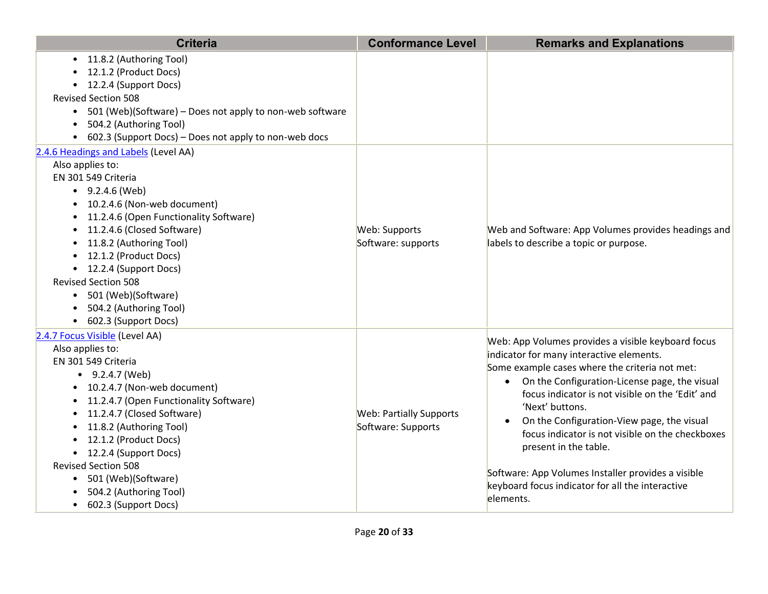| Criteria | Conformance Level | Remarks and Explanations |
|---|---|---|
| • 11.8.2 (Authoring Tool)<br>• 12.1.2 (Product Docs)<br>• 12.2.4 (Support Docs)<br>Revised Section 508<br>• 501 (Web)(Software) – Does not apply to non-web software<br>• 504.2 (Authoring Tool)<br>• 602.3 (Support Docs) – Does not apply to non-web docs | | |
| [2.4.6 Headings and Labels](#) (Level AA)<br>Also applies to:<br>EN 301 549 Criteria<br>• 9.2.4.6 (Web)<br>• 10.2.4.6 (Non-web document)<br>• 11.2.4.6 (Open Functionality Software)<br>• 11.2.4.6 (Closed Software)<br>• 11.8.2 (Authoring Tool)<br>• 12.1.2 (Product Docs)<br>• 12.2.4 (Support Docs)<br>Revised Section 508<br>• 501 (Web)(Software)<br>• 504.2 (Authoring Tool)<br>• 602.3 (Support Docs) | Web: Supports<br>Software: supports | Web and Software: App Volumes provides headings and labels to describe a topic or purpose. |
| [2.4.7 Focus Visible](#) (Level AA)<br>Also applies to:<br>EN 301 549 Criteria<br>• 9.2.4.7 (Web)<br>• 10.2.4.7 (Non-web document)<br>• 11.2.4.7 (Open Functionality Software)<br>• 11.2.4.7 (Closed Software)<br>• 11.8.2 (Authoring Tool)<br>• 12.1.2 (Product Docs)<br>• 12.2.4 (Support Docs)<br>Revised Section 508<br>• 501 (Web)(Software)<br>• 504.2 (Authoring Tool)<br>• 602.3 (Support Docs) | Web: Partially Supports<br>Software: Supports | Web: App Volumes provides a visible keyboard focus indicator for many interactive elements.<br>Some example cases where the criteria not met:<br>• On the Configuration-License page, the visual focus indicator is not visible on the 'Edit' and 'Next' buttons.<br>• On the Configuration-View page, the visual focus indicator is not visible on the checkboxes present in the table.<br><br>Software: App Volumes Installer provides a visible keyboard focus indicator for all the interactive elements. |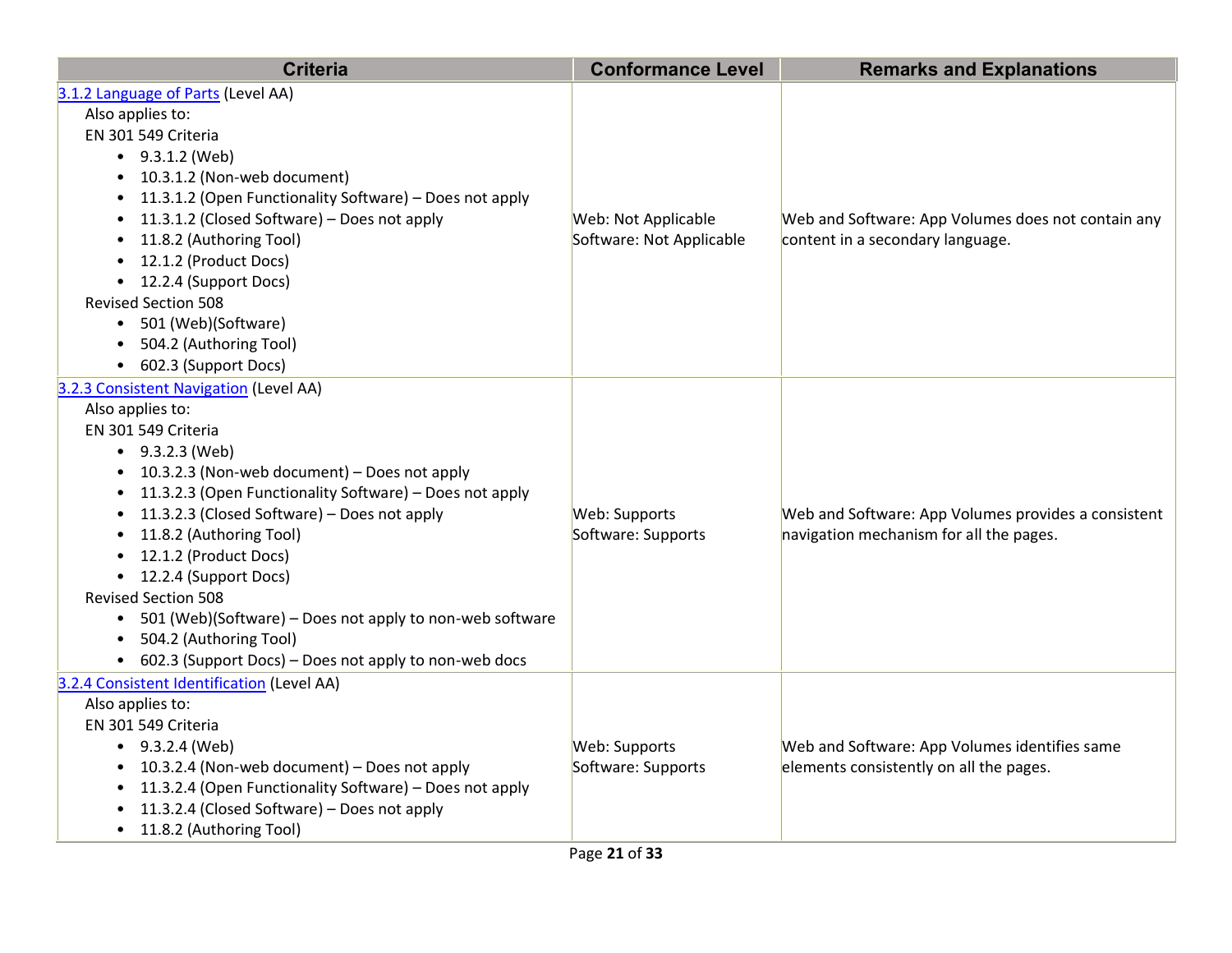| Criteria | Conformance Level | Remarks and Explanations |
| --- | --- | --- |
| [3.1.2 Language of Parts](#) (Level AA)<br>Also applies to:<br>EN 301 549 Criteria<br>• 9.3.1.2 (Web)<br>• 10.3.1.2 (Non-web document)<br>• 11.3.1.2 (Open Functionality Software) – Does not apply<br>• 11.3.1.2 (Closed Software) – Does not apply<br>• 11.8.2 (Authoring Tool)<br>• 12.1.2 (Product Docs)<br>• 12.2.4 (Support Docs)<br>Revised Section 508<br>• 501 (Web)(Software)<br>• 504.2 (Authoring Tool)<br>• 602.3 (Support Docs) | Web: Not Applicable<br>Software: Not Applicable | Web and Software: App Volumes does not contain any content in a secondary language. |
| [3.2.3 Consistent Navigation](#) (Level AA)<br>Also applies to:<br>EN 301 549 Criteria<br>• 9.3.2.3 (Web)<br>• 10.3.2.3 (Non-web document) – Does not apply<br>• 11.3.2.3 (Open Functionality Software) – Does not apply<br>• 11.3.2.3 (Closed Software) – Does not apply<br>• 11.8.2 (Authoring Tool)<br>• 12.1.2 (Product Docs)<br>• 12.2.4 (Support Docs)<br>Revised Section 508<br>• 501 (Web)(Software) – Does not apply to non-web software<br>• 504.2 (Authoring Tool)<br>• 602.3 (Support Docs) – Does not apply to non-web docs | Web: Supports<br>Software: Supports | Web and Software: App Volumes provides a consistent navigation mechanism for all the pages. |
| [3.2.4 Consistent Identification](#) (Level AA)<br>Also applies to:<br>EN 301 549 Criteria<br>• 9.3.2.4 (Web)<br>• 10.3.2.4 (Non-web document) – Does not apply<br>• 11.3.2.4 (Open Functionality Software) – Does not apply<br>• 11.3.2.4 (Closed Software) – Does not apply<br>• 11.8.2 (Authoring Tool) | Web: Supports<br>Software: Supports | Web and Software: App Volumes identifies same elements consistently on all the pages. |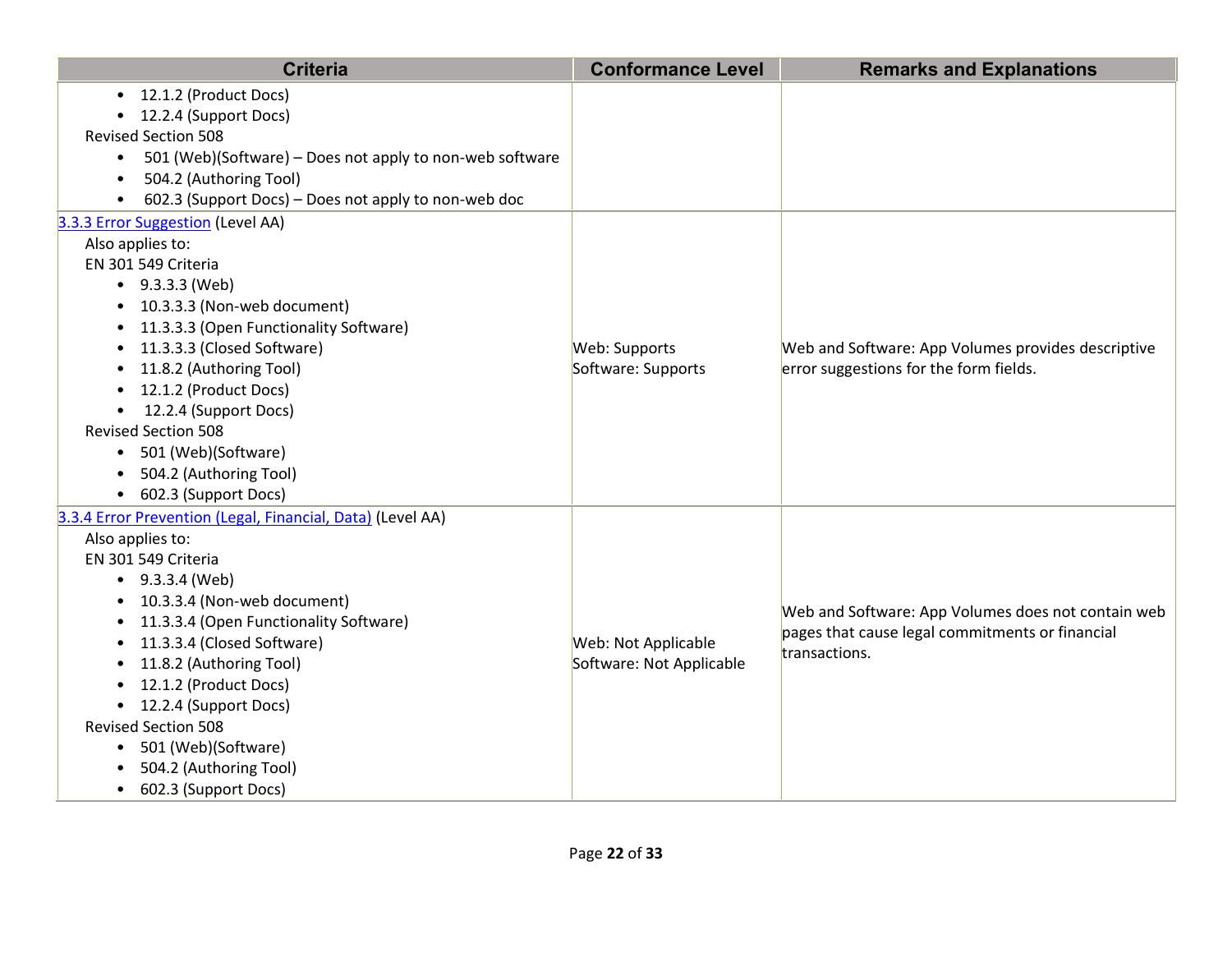| Criteria | Conformance Level | Remarks and Explanations |
| --- | --- | --- |
| • 12.1.2 (Product Docs)<br>• 12.2.4 (Support Docs)<br>Revised Section 508<br>• 501 (Web)(Software) – Does not apply to non-web software<br>• 504.2 (Authoring Tool)<br>• 602.3 (Support Docs) – Does not apply to non-web doc | | |
| [3.3.3 Error Suggestion](#) (Level AA)<br>Also applies to:<br>EN 301 549 Criteria<br>• 9.3.3.3 (Web)<br>• 10.3.3.3 (Non-web document)<br>• 11.3.3.3 (Open Functionality Software)<br>• 11.3.3.3 (Closed Software)<br>• 11.8.2 (Authoring Tool)<br>• 12.1.2 (Product Docs)<br>• 12.2.4 (Support Docs)<br>Revised Section 508<br>• 501 (Web)(Software)<br>• 504.2 (Authoring Tool)<br>• 602.3 (Support Docs) | Web: Supports<br>Software: Supports | Web and Software: App Volumes provides descriptive error suggestions for the form fields. |
| [3.3.4 Error Prevention (Legal, Financial, Data)](#) (Level AA)<br>Also applies to:<br>EN 301 549 Criteria<br>• 9.3.3.4 (Web)<br>• 10.3.3.4 (Non-web document)<br>• 11.3.3.4 (Open Functionality Software)<br>• 11.3.3.4 (Closed Software)<br>• 11.8.2 (Authoring Tool)<br>• 12.1.2 (Product Docs)<br>• 12.2.4 (Support Docs)<br>Revised Section 508<br>• 501 (Web)(Software)<br>• 504.2 (Authoring Tool)<br>• 602.3 (Support Docs) | Web: Not Applicable<br>Software: Not Applicable | Web and Software: App Volumes does not contain web pages that cause legal commitments or financial transactions. |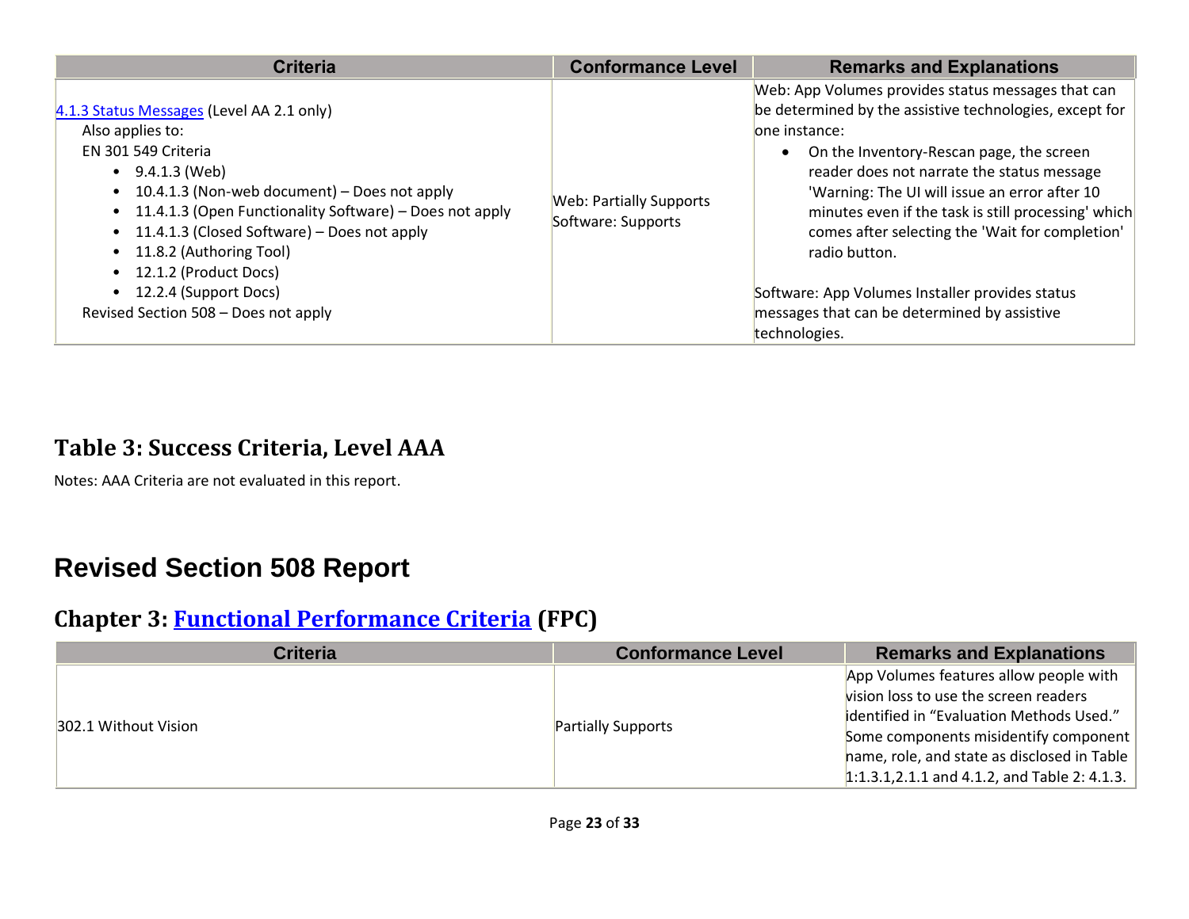| Criteria | Conformance Level | Remarks and Explanations |
|---|---|---|
| [4.1.3 Status Messages](#) (Level AA 2.1 only)<br>Also applies to:<br>EN 301 549 Criteria<br>• 9.4.1.3 (Web)<br>• 10.4.1.3 (Non-web document) – Does not apply<br>• 11.4.1.3 (Open Functionality Software) – Does not apply<br>• 11.4.1.3 (Closed Software) – Does not apply<br>• 11.8.2 (Authoring Tool)<br>• 12.1.2 (Product Docs)<br>• 12.2.4 (Support Docs)<br>Revised Section 508 – Does not apply | Web: Partially Supports<br>Software: Supports | Web: App Volumes provides status messages that can be determined by the assistive technologies, except for one instance:<br>• On the Inventory-Rescan page, the screen reader does not narrate the status message 'Warning: The UI will issue an error after 10 minutes even if the task is still processing' which comes after selecting the 'Wait for completion' radio button.<br><br>Software: App Volumes Installer provides status messages that can be determined by assistive technologies. |

## Table 3: Success Criteria, Level AAA

Notes: AAA Criteria are not evaluated in this report.

# Revised Section 508 Report

## Chapter 3: [Functional Performance Criteria](#) (FPC)

| Criteria | Conformance Level | Remarks and Explanations |
|---|---|---|
| 302.1 Without Vision | Partially Supports | App Volumes features allow people with vision loss to use the screen readers identified in "Evaluation Methods Used." Some components misidentify component name, role, and state as disclosed in Table 1:1.3.1,2.1.1 and 4.1.2, and Table 2: 4.1.3. |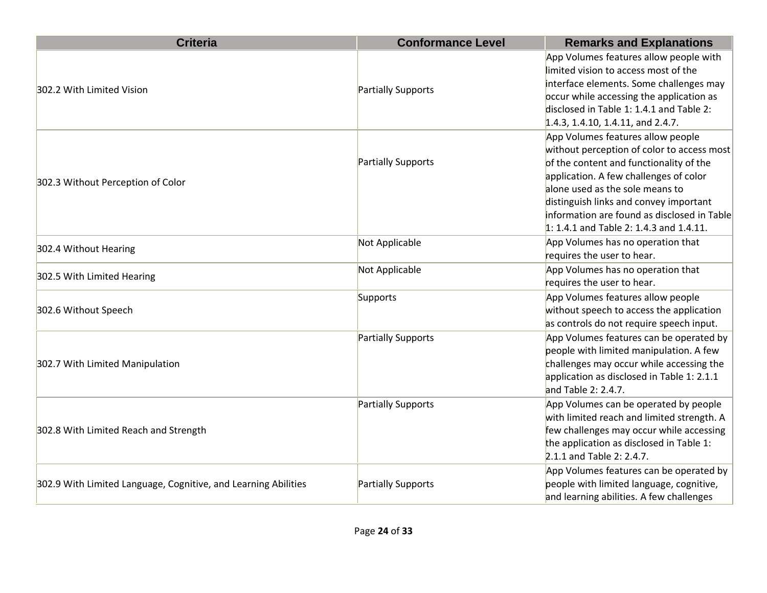| Criteria | Conformance Level | Remarks and Explanations |
| --- | --- | --- |
| 302.2 With Limited Vision | Partially Supports | App Volumes features allow people with limited vision to access most of the interface elements. Some challenges may occur while accessing the application as disclosed in Table 1: 1.4.1 and Table 2: 1.4.3, 1.4.10, 1.4.11, and 2.4.7. |
| 302.3 Without Perception of Color | Partially Supports | App Volumes features allow people without perception of color to access most of the content and functionality of the application. A few challenges of color alone used as the sole means to distinguish links and convey important information are found as disclosed in Table 1: 1.4.1 and Table 2: 1.4.3 and 1.4.11. |
| 302.4 Without Hearing | Not Applicable | App Volumes has no operation that requires the user to hear. |
| 302.5 With Limited Hearing | Not Applicable | App Volumes has no operation that requires the user to hear. |
| 302.6 Without Speech | Supports | App Volumes features allow people without speech to access the application as controls do not require speech input. |
| 302.7 With Limited Manipulation | Partially Supports | App Volumes features can be operated by people with limited manipulation. A few challenges may occur while accessing the application as disclosed in Table 1: 2.1.1 and Table 2: 2.4.7. |
| 302.8 With Limited Reach and Strength | Partially Supports | App Volumes can be operated by people with limited reach and limited strength. A few challenges may occur while accessing the application as disclosed in Table 1: 2.1.1 and Table 2: 2.4.7. |
| 302.9 With Limited Language, Cognitive, and Learning Abilities | Partially Supports | App Volumes features can be operated by people with limited language, cognitive, and learning abilities. A few challenges |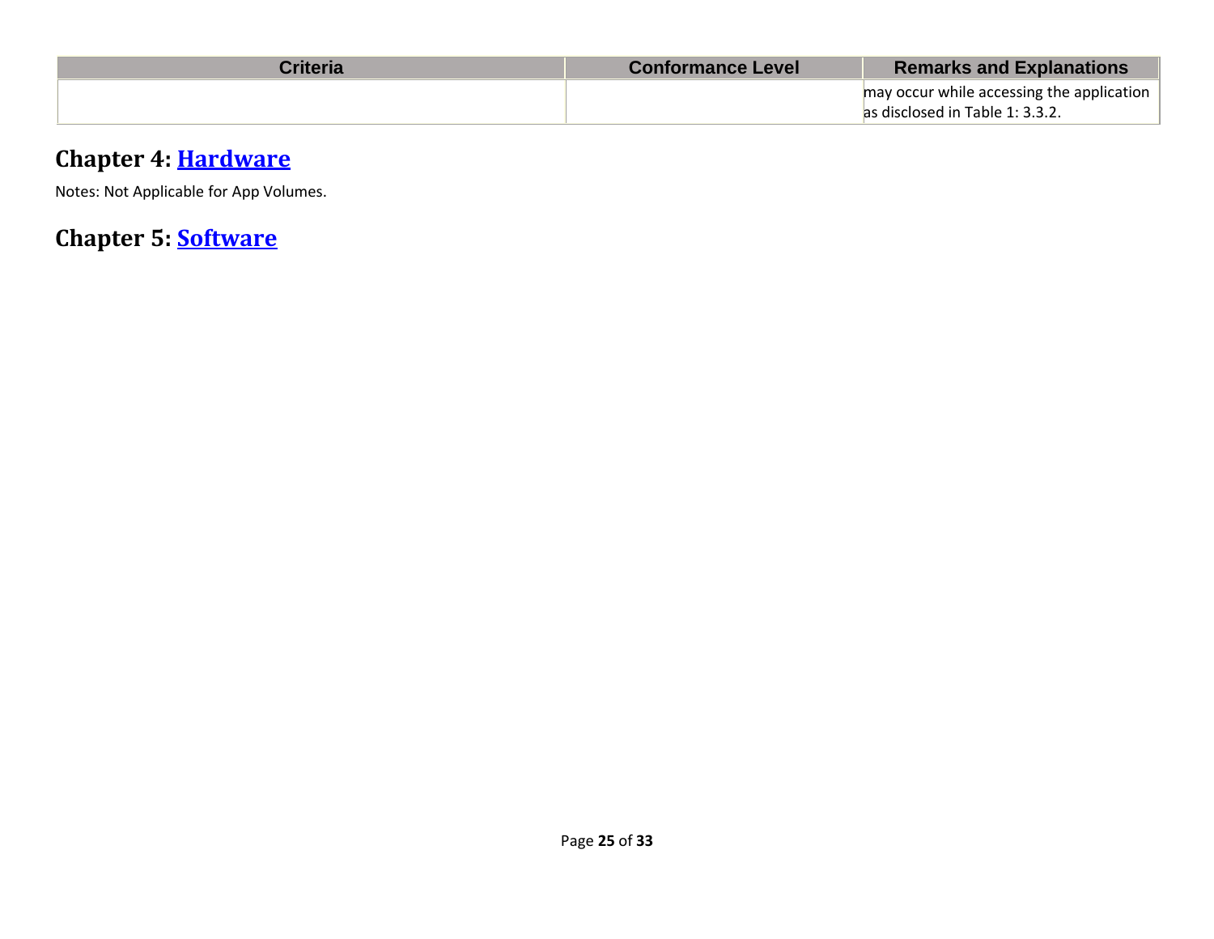| Criteria | Conformance Level | Remarks and Explanations |
| --- | --- | --- |
| | | may occur while accessing the application as disclosed in Table 1: 3.3.2. |

## Chapter 4: Hardware

Notes: Not Applicable for App Volumes.

## Chapter 5: Software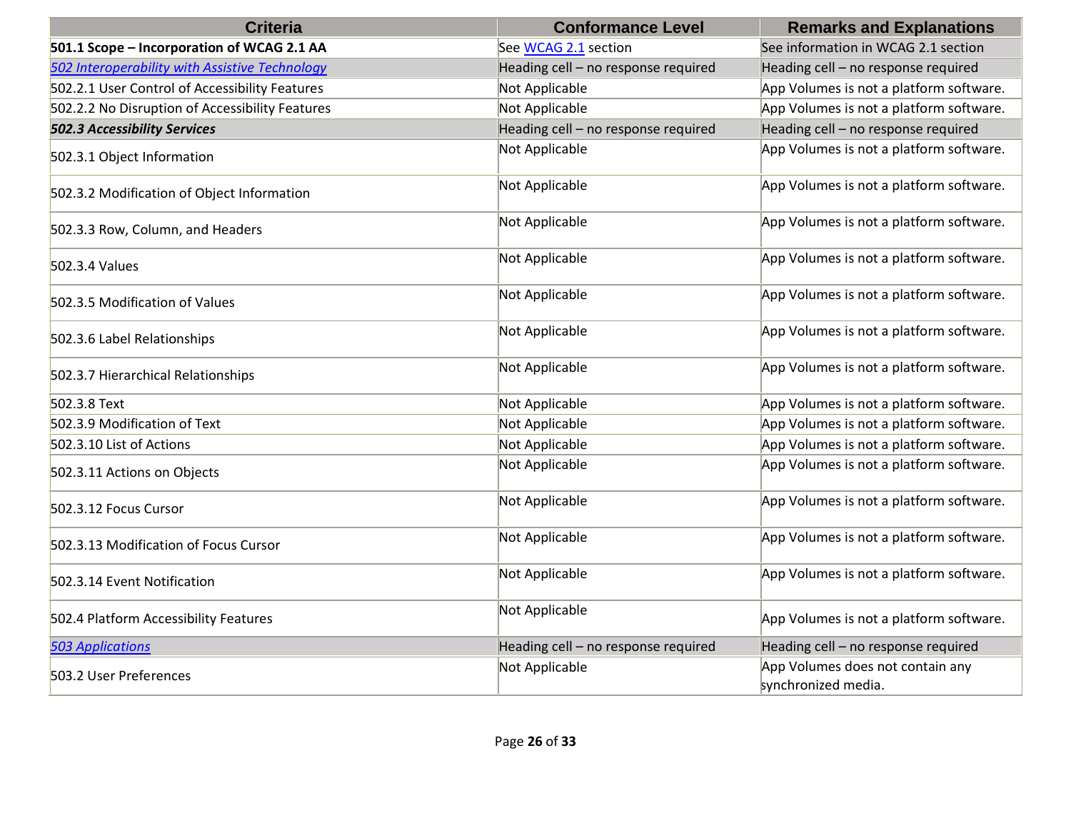| Criteria | Conformance Level | Remarks and Explanations |
| --- | --- | --- |
| **501.1 Scope – Incorporation of WCAG 2.1 AA** | See WCAG 2.1 section | See information in WCAG 2.1 section |
| *502 Interoperability with Assistive Technology* | Heading cell – no response required | Heading cell – no response required |
| 502.2.1 User Control of Accessibility Features | Not Applicable | App Volumes is not a platform software. |
| 502.2.2 No Disruption of Accessibility Features | Not Applicable | App Volumes is not a platform software. |
| ***502.3 Accessibility Services*** | Heading cell – no response required | Heading cell – no response required |
| 502.3.1 Object Information | Not Applicable | App Volumes is not a platform software. |
| 502.3.2 Modification of Object Information | Not Applicable | App Volumes is not a platform software. |
| 502.3.3 Row, Column, and Headers | Not Applicable | App Volumes is not a platform software. |
| 502.3.4 Values | Not Applicable | App Volumes is not a platform software. |
| 502.3.5 Modification of Values | Not Applicable | App Volumes is not a platform software. |
| 502.3.6 Label Relationships | Not Applicable | App Volumes is not a platform software. |
| 502.3.7 Hierarchical Relationships | Not Applicable | App Volumes is not a platform software. |
| 502.3.8 Text | Not Applicable | App Volumes is not a platform software. |
| 502.3.9 Modification of Text | Not Applicable | App Volumes is not a platform software. |
| 502.3.10 List of Actions | Not Applicable | App Volumes is not a platform software. |
| 502.3.11 Actions on Objects | Not Applicable | App Volumes is not a platform software. |
| 502.3.12 Focus Cursor | Not Applicable | App Volumes is not a platform software. |
| 502.3.13 Modification of Focus Cursor | Not Applicable | App Volumes is not a platform software. |
| 502.3.14 Event Notification | Not Applicable | App Volumes is not a platform software. |
| 502.4 Platform Accessibility Features | Not Applicable | App Volumes is not a platform software. |
| *503 Applications* | Heading cell – no response required | Heading cell – no response required |
| 503.2 User Preferences | Not Applicable | App Volumes does not contain any synchronized media. |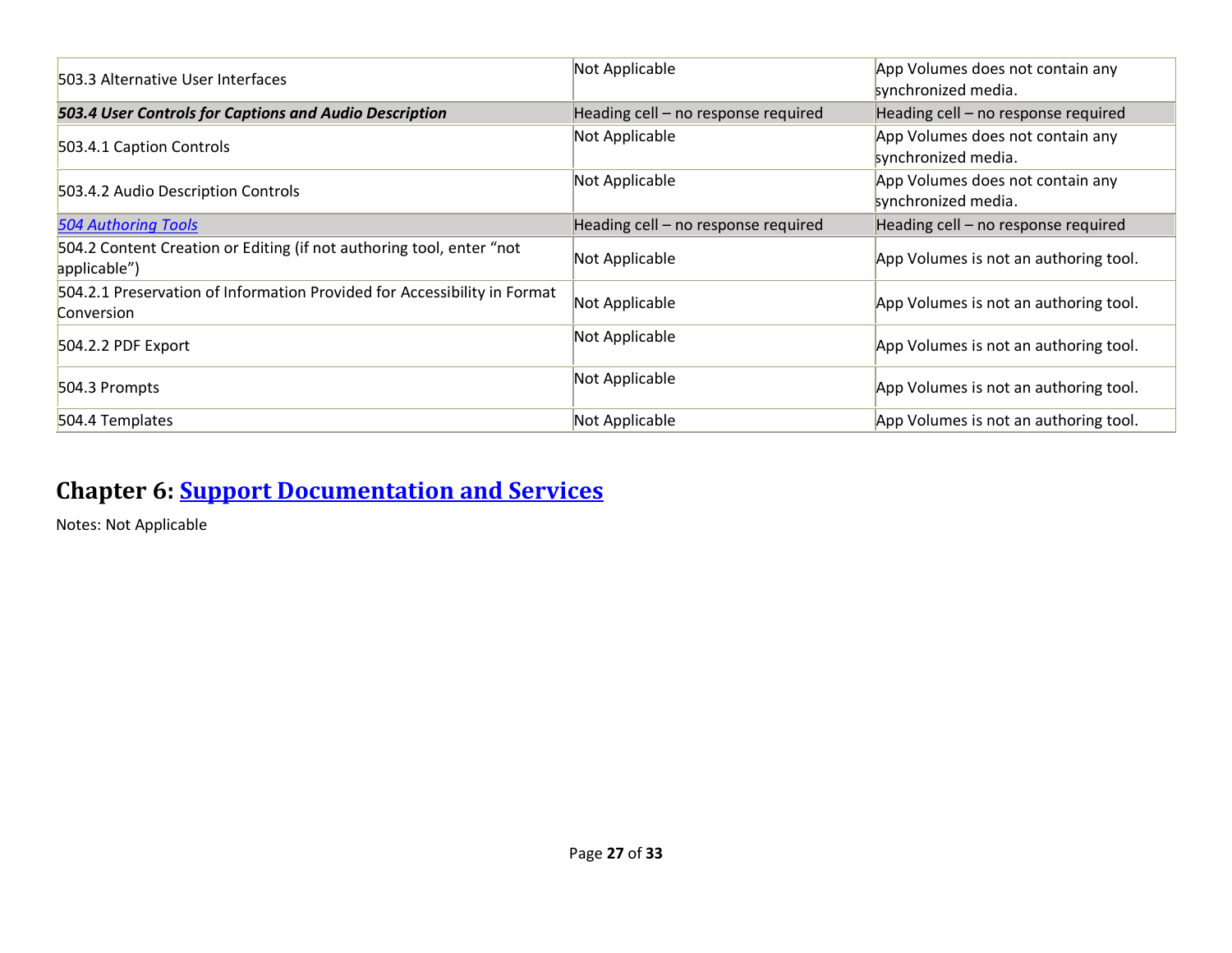| | | |
|---|---|---|
| 503.3 Alternative User Interfaces | Not Applicable | App Volumes does not contain any synchronized media. |
| ***503.4 User Controls for Captions and Audio Description*** | Heading cell – no response required | Heading cell – no response required |
| 503.4.1 Caption Controls | Not Applicable | App Volumes does not contain any synchronized media. |
| 503.4.2 Audio Description Controls | Not Applicable | App Volumes does not contain any synchronized media. |
| *504 Authoring Tools* | Heading cell – no response required | Heading cell – no response required |
| 504.2 Content Creation or Editing (if not authoring tool, enter “not applicable”) | Not Applicable | App Volumes is not an authoring tool. |
| 504.2.1 Preservation of Information Provided for Accessibility in Format Conversion | Not Applicable | App Volumes is not an authoring tool. |
| 504.2.2 PDF Export | Not Applicable | App Volumes is not an authoring tool. |
| 504.3 Prompts | Not Applicable | App Volumes is not an authoring tool. |
| 504.4 Templates | Not Applicable | App Volumes is not an authoring tool. |

## Chapter 6: Support Documentation and Services

Notes: Not Applicable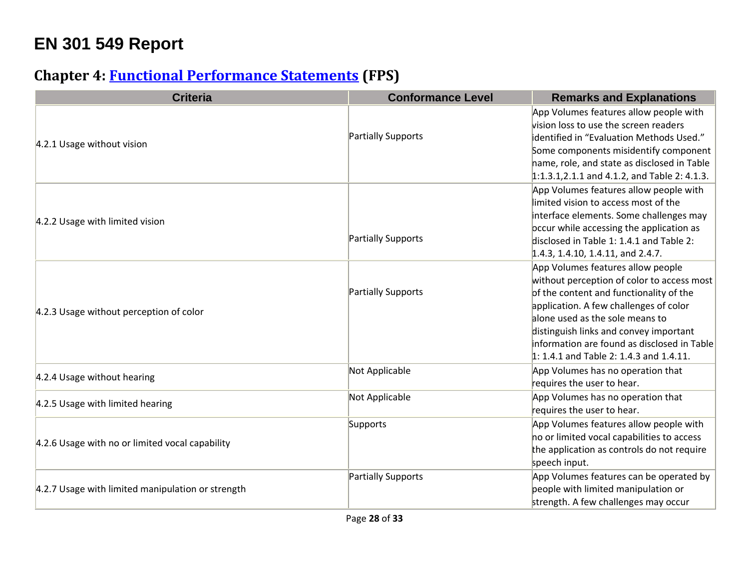# EN 301 549 Report

## Chapter 4: [Functional Performance Statements](https://www.etsi.org/deliver/etsi_en/301500_301599/301549/03.02.01_60/en_301549v030201p.pdf#page=24) (FPS)

| Criteria | Conformance Level | Remarks and Explanations |
|---|---|---|
| 4.2.1 Usage without vision | Partially Supports | App Volumes features allow people with vision loss to use the screen readers identified in “Evaluation Methods Used.” Some components misidentify component name, role, and state as disclosed in Table 1:1.3.1,2.1.1 and 4.1.2, and Table 2: 4.1.3. |
| 4.2.2 Usage with limited vision | Partially Supports | App Volumes features allow people with limited vision to access most of the interface elements. Some challenges may occur while accessing the application as disclosed in Table 1: 1.4.1 and Table 2: 1.4.3, 1.4.10, 1.4.11, and 2.4.7. |
| 4.2.3 Usage without perception of color | Partially Supports | App Volumes features allow people without perception of color to access most of the content and functionality of the application. A few challenges of color alone used as the sole means to distinguish links and convey important information are found as disclosed in Table 1: 1.4.1 and Table 2: 1.4.3 and 1.4.11. |
| 4.2.4 Usage without hearing | Not Applicable | App Volumes has no operation that requires the user to hear. |
| 4.2.5 Usage with limited hearing | Not Applicable | App Volumes has no operation that requires the user to hear. |
| 4.2.6 Usage with no or limited vocal capability | Supports | App Volumes features allow people with no or limited vocal capabilities to access the application as controls do not require speech input. |
| 4.2.7 Usage with limited manipulation or strength | Partially Supports | App Volumes features can be operated by people with limited manipulation or strength. A few challenges may occur |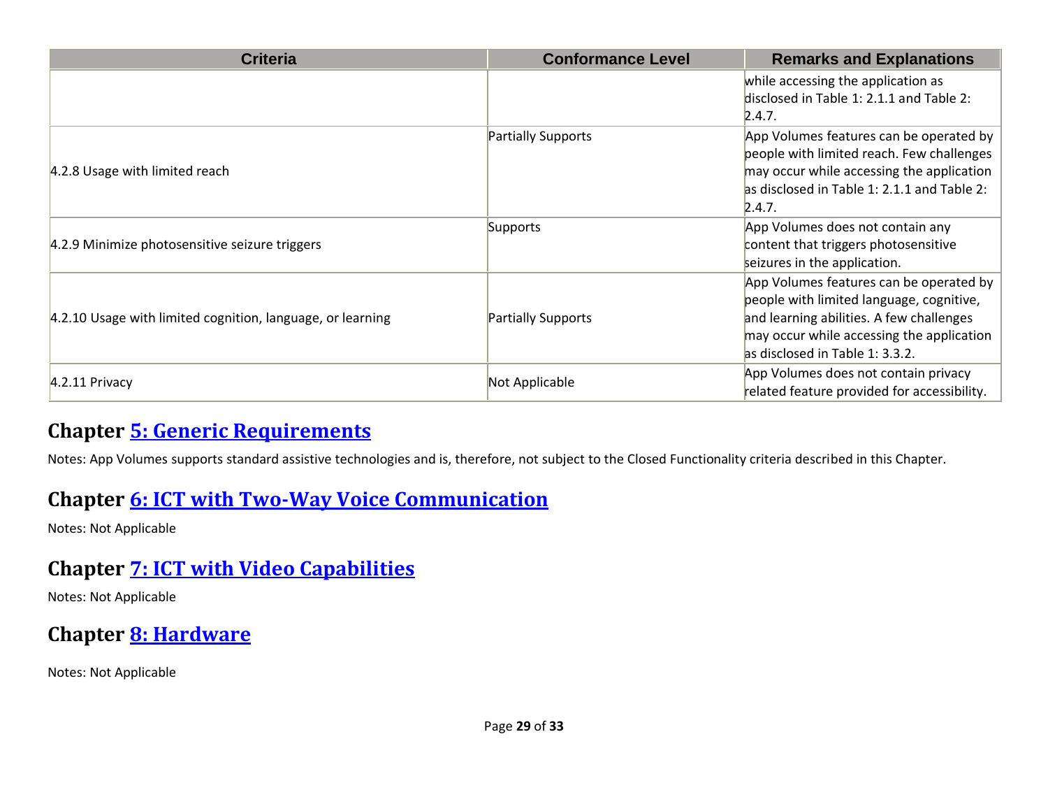| Criteria | Conformance Level | Remarks and Explanations |
|---|---|---|
| | | while accessing the application as disclosed in Table 1: 2.1.1 and Table 2: 2.4.7. |
| 4.2.8 Usage with limited reach | Partially Supports | App Volumes features can be operated by people with limited reach. Few challenges may occur while accessing the application as disclosed in Table 1: 2.1.1 and Table 2: 2.4.7. |
| 4.2.9 Minimize photosensitive seizure triggers | Supports | App Volumes does not contain any content that triggers photosensitive seizures in the application. |
| 4.2.10 Usage with limited cognition, language, or learning | Partially Supports | App Volumes features can be operated by people with limited language, cognitive, and learning abilities. A few challenges may occur while accessing the application as disclosed in Table 1: 3.3.2. |
| 4.2.11 Privacy | Not Applicable | App Volumes does not contain privacy related feature provided for accessibility. |

## Chapter [5: Generic Requirements]

Notes: App Volumes supports standard assistive technologies and is, therefore, not subject to the Closed Functionality criteria described in this Chapter.

## Chapter [6: ICT with Two-Way Voice Communication]

Notes: Not Applicable

## Chapter [7: ICT with Video Capabilities]

Notes: Not Applicable

## Chapter [8: Hardware]

Notes: Not Applicable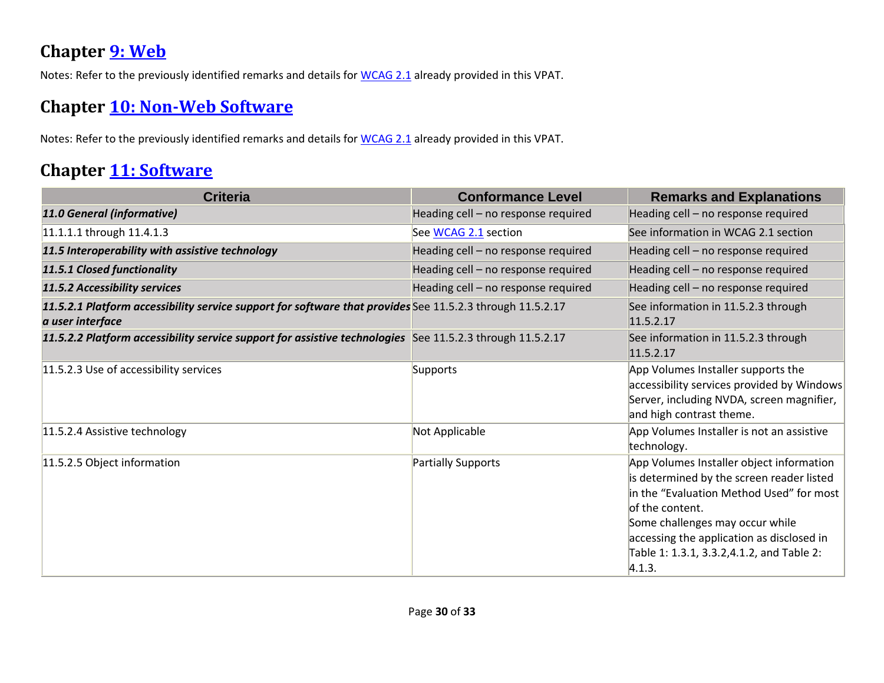## Chapter 9: Web

Notes: Refer to the previously identified remarks and details for WCAG 2.1 already provided in this VPAT.

## Chapter 10: Non-Web Software

Notes: Refer to the previously identified remarks and details for WCAG 2.1 already provided in this VPAT.

## Chapter 11: Software

| Criteria | Conformance Level | Remarks and Explanations |
| --- | --- | --- |
| ***11.0 General (informative)*** | Heading cell – no response required | Heading cell – no response required |
| 11.1.1.1 through 11.4.1.3 | See WCAG 2.1 section | See information in WCAG 2.1 section |
| ***11.5 Interoperability with assistive technology*** | Heading cell – no response required | Heading cell – no response required |
| ***11.5.1 Closed functionality*** | Heading cell – no response required | Heading cell – no response required |
| ***11.5.2 Accessibility services*** | Heading cell – no response required | Heading cell – no response required |
| ***11.5.2.1 Platform accessibility service support for software that provides a user interface*** | See 11.5.2.3 through 11.5.2.17 | See information in 11.5.2.3 through 11.5.2.17 |
| ***11.5.2.2 Platform accessibility service support for assistive technologies*** | See 11.5.2.3 through 11.5.2.17 | See information in 11.5.2.3 through 11.5.2.17 |
| 11.5.2.3 Use of accessibility services | Supports | App Volumes Installer supports the accessibility services provided by Windows Server, including NVDA, screen magnifier, and high contrast theme. |
| 11.5.2.4 Assistive technology | Not Applicable | App Volumes Installer is not an assistive technology. |
| 11.5.2.5 Object information | Partially Supports | App Volumes Installer object information is determined by the screen reader listed in the “Evaluation Method Used” for most of the content.<br>Some challenges may occur while accessing the application as disclosed in Table 1: 1.3.1, 3.3.2,4.1.2, and Table 2: 4.1.3. |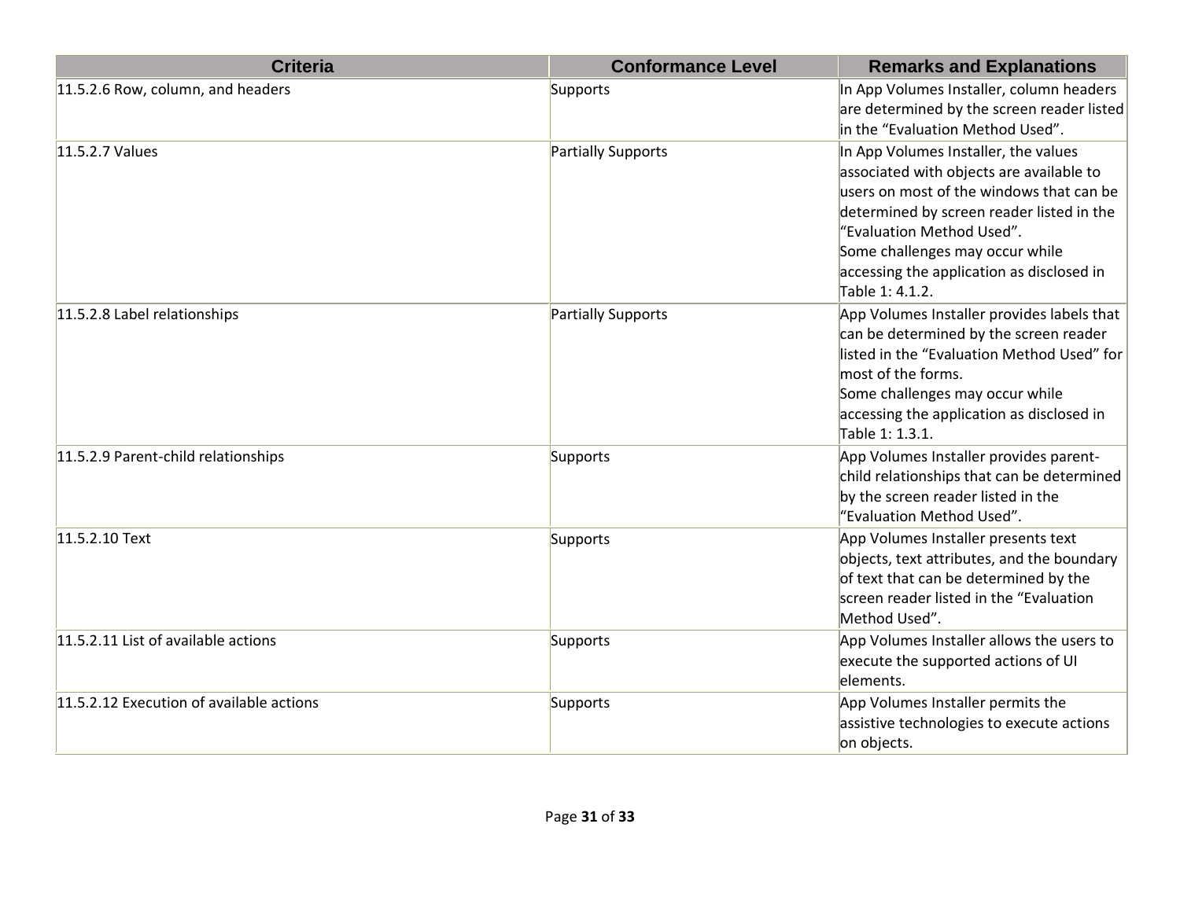| Criteria | Conformance Level | Remarks and Explanations |
| --- | --- | --- |
| 11.5.2.6 Row, column, and headers | Supports | In App Volumes Installer, column headers are determined by the screen reader listed in the “Evaluation Method Used”. |
| 11.5.2.7 Values | Partially Supports | In App Volumes Installer, the values associated with objects are available to users on most of the windows that can be determined by screen reader listed in the “Evaluation Method Used”.<br>Some challenges may occur while accessing the application as disclosed in Table 1: 4.1.2. |
| 11.5.2.8 Label relationships | Partially Supports | App Volumes Installer provides labels that can be determined by the screen reader listed in the “Evaluation Method Used” for most of the forms.<br>Some challenges may occur while accessing the application as disclosed in Table 1: 1.3.1. |
| 11.5.2.9 Parent-child relationships | Supports | App Volumes Installer provides parent-child relationships that can be determined by the screen reader listed in the “Evaluation Method Used”. |
| 11.5.2.10 Text | Supports | App Volumes Installer presents text objects, text attributes, and the boundary of text that can be determined by the screen reader listed in the “Evaluation Method Used”. |
| 11.5.2.11 List of available actions | Supports | App Volumes Installer allows the users to execute the supported actions of UI elements. |
| 11.5.2.12 Execution of available actions | Supports | App Volumes Installer permits the assistive technologies to execute actions on objects. |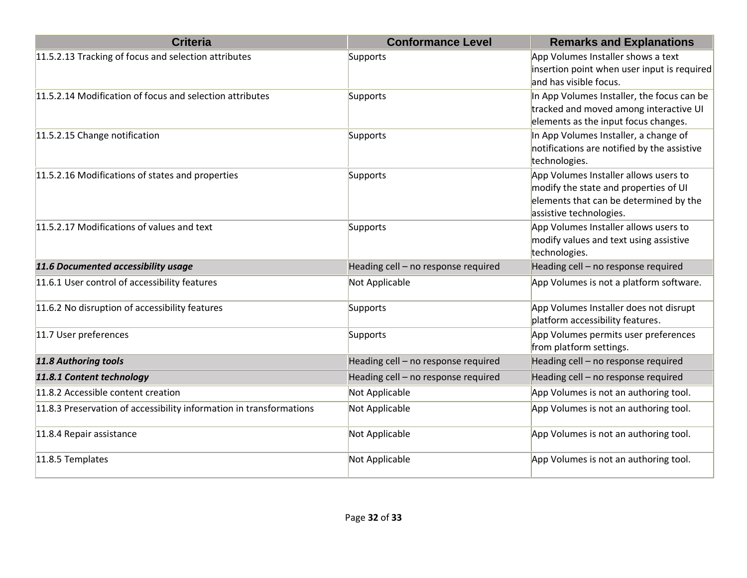| Criteria | Conformance Level | Remarks and Explanations |
|---|---|---|
| 11.5.2.13 Tracking of focus and selection attributes | Supports | App Volumes Installer shows a text insertion point when user input is required and has visible focus. |
| 11.5.2.14 Modification of focus and selection attributes | Supports | In App Volumes Installer, the focus can be tracked and moved among interactive UI elements as the input focus changes. |
| 11.5.2.15 Change notification | Supports | In App Volumes Installer, a change of notifications are notified by the assistive technologies. |
| 11.5.2.16 Modifications of states and properties | Supports | App Volumes Installer allows users to modify the state and properties of UI elements that can be determined by the assistive technologies. |
| 11.5.2.17 Modifications of values and text | Supports | App Volumes Installer allows users to modify values and text using assistive technologies. |
| ***11.6 Documented accessibility usage*** | Heading cell – no response required | Heading cell – no response required |
| 11.6.1 User control of accessibility features | Not Applicable | App Volumes is not a platform software. |
| 11.6.2 No disruption of accessibility features | Supports | App Volumes Installer does not disrupt platform accessibility features. |
| 11.7 User preferences | Supports | App Volumes permits user preferences from platform settings. |
| ***11.8 Authoring tools*** | Heading cell – no response required | Heading cell – no response required |
| ***11.8.1 Content technology*** | Heading cell – no response required | Heading cell – no response required |
| 11.8.2 Accessible content creation | Not Applicable | App Volumes is not an authoring tool. |
| 11.8.3 Preservation of accessibility information in transformations | Not Applicable | App Volumes is not an authoring tool. |
| 11.8.4 Repair assistance | Not Applicable | App Volumes is not an authoring tool. |
| 11.8.5 Templates | Not Applicable | App Volumes is not an authoring tool. |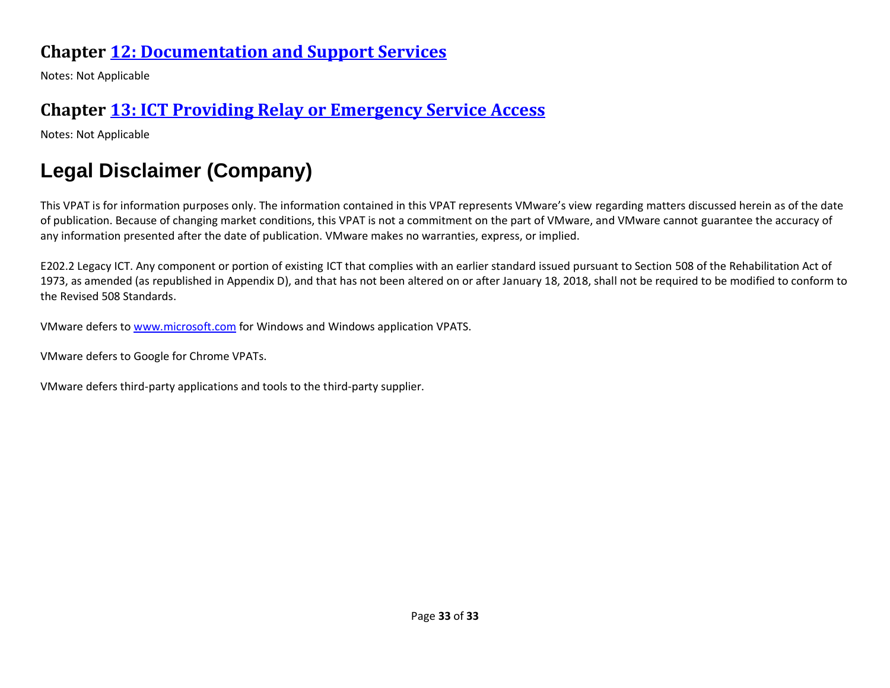## Chapter [12: Documentation and Support Services]

Notes: Not Applicable

## Chapter [13: ICT Providing Relay or Emergency Service Access]

Notes: Not Applicable

# Legal Disclaimer (Company)

This VPAT is for information purposes only. The information contained in this VPAT represents VMware's view regarding matters discussed herein as of the date of publication. Because of changing market conditions, this VPAT is not a commitment on the part of VMware, and VMware cannot guarantee the accuracy of any information presented after the date of publication. VMware makes no warranties, express, or implied.

E202.2 Legacy ICT. Any component or portion of existing ICT that complies with an earlier standard issued pursuant to Section 508 of the Rehabilitation Act of 1973, as amended (as republished in Appendix D), and that has not been altered on or after January 18, 2018, shall not be required to be modified to conform to the Revised 508 Standards.

VMware defers to www.microsoft.com for Windows and Windows application VPATS.

VMware defers to Google for Chrome VPATs.

VMware defers third-party applications and tools to the third-party supplier.